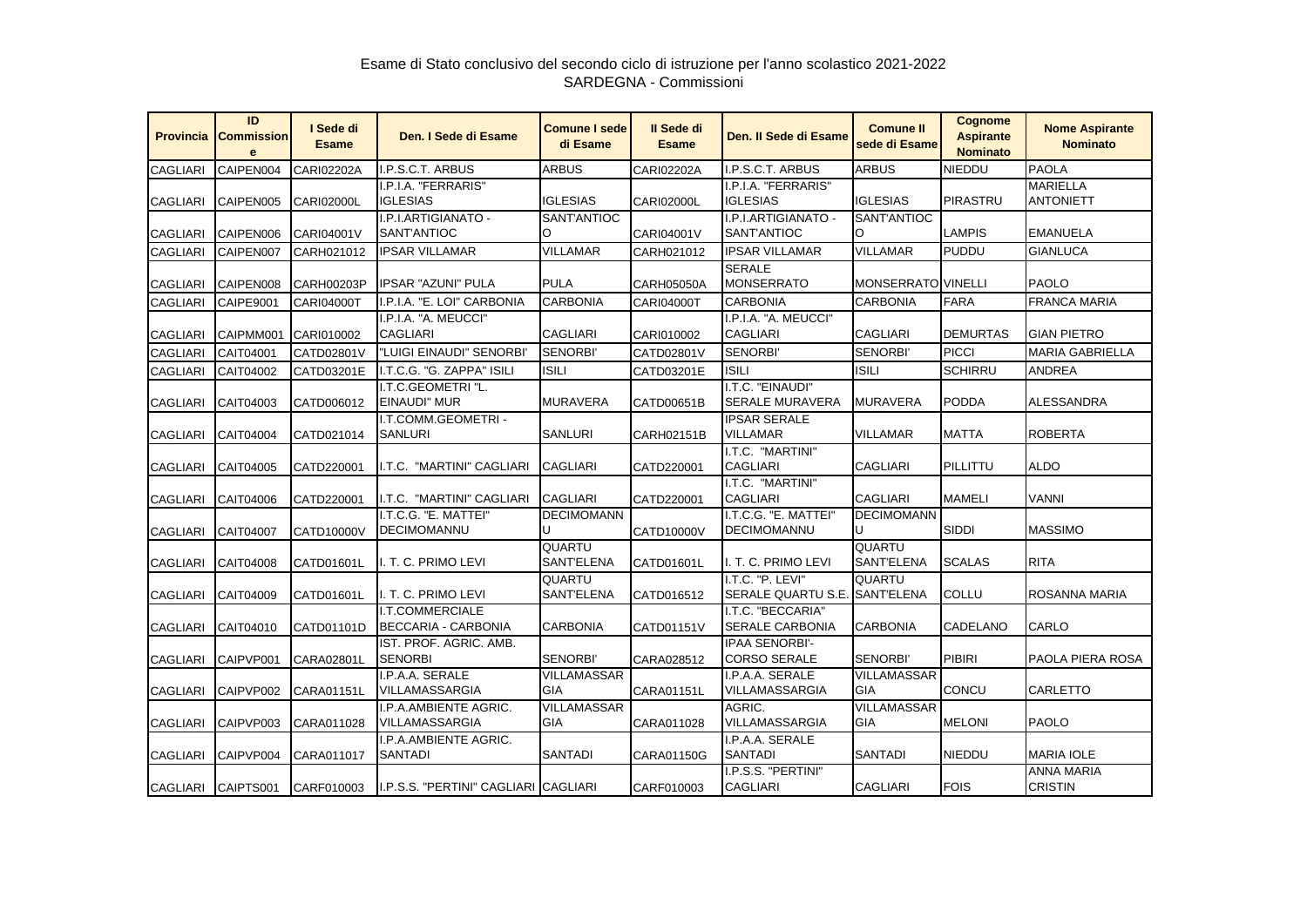Esame di Stato conclusivo del secondo ciclo di istruzione per l'anno scolastico 2021-2022
SARDEGNA - Commissioni

| Provincia | ID Commissione | I Sede di Esame | Den. I Sede di Esame | Comune I sede di Esame | II Sede di Esame | Den. II Sede di Esame | Comune II sede di Esame | Cognome Aspirante Nominato | Nome Aspirante Nominato |
|---|---|---|---|---|---|---|---|---|---|
| CAGLIARI | CAIPEN004 | CARI02202A | I.P.S.C.T. ARBUS | ARBUS | CARI02202A | I.P.S.C.T. ARBUS | ARBUS | NIEDDU | PAOLA |
| CAGLIARI | CAIPEN005 | CARI02000L | I.P.I.A. "FERRARIS" IGLESIAS | IGLESIAS | CARI02000L | I.P.I.A. "FERRARIS" IGLESIAS | IGLESIAS | PIRASTRU | MARIELLA ANTONIETT |
| CAGLIARI | CAIPEN006 | CARI04001V | I.P.I.ARTIGIANATO - SANT'ANTIOC | SANT'ANTIOCO | CARI04001V | I.P.I.ARTIGIANATO - SANT'ANTIOC | SANT'ANTIOCO | LAMPIS | EMANUELA |
| CAGLIARI | CAIPEN007 | CARH021012 | IPSAR VILLAMAR | VILLAMAR | CARH021012 | IPSAR VILLAMAR | VILLAMAR | PUDDU | GIANLUCA |
| CAGLIARI | CAIPEN008 | CARH00203P | IPSAR "AZUNI" PULA | PULA | CARH05050A | SERALE MONSERRATO | MONSERRATO | VINELLI | PAOLO |
| CAGLIARI | CAIPE9001 | CARI04000T | I.P.I.A. "E. LOI" CARBONIA | CARBONIA | CARI04000T | CARBONIA | CARBONIA | FARA | FRANCA MARIA |
| CAGLIARI | CAIPMM001 | CARI010002 | I.P.I.A. "A. MEUCCI" CAGLIARI | CAGLIARI | CARI010002 | I.P.I.A. "A. MEUCCI" CAGLIARI | CAGLIARI | DEMURTAS | GIAN PIETRO |
| CAGLIARI | CAIT04001 | CATD02801V | "LUIGI EINAUDI" SENORBI' | SENORBI' | CATD02801V | SENORBI' | SENORBI' | PICCI | MARIA GABRIELLA |
| CAGLIARI | CAIT04002 | CATD03201E | I.T.C.G. "G. ZAPPA" ISILI | ISILI | CATD03201E | ISILI | ISILI | SCHIRRU | ANDREA |
| CAGLIARI | CAIT04003 | CATD006012 | I.T.C.GEOMETRI "L. EINAUDI" MUR | MURAVERA | CATD00651B | I.T.C. "EINAUDI" SERALE MURAVERA | MURAVERA | PODDA | ALESSANDRA |
| CAGLIARI | CAIT04004 | CATD021014 | I.T.COMM.GEOMETRI - SANLURI | SANLURI | CARH02151B | IPSAR SERALE VILLAMAR | VILLAMAR | MATTA | ROBERTA |
| CAGLIARI | CAIT04005 | CATD220001 | I.T.C. "MARTINI" CAGLIARI | CAGLIARI | CATD220001 | I.T.C. "MARTINI" CAGLIARI | CAGLIARI | PILLITTU | ALDO |
| CAGLIARI | CAIT04006 | CATD220001 | I.T.C. "MARTINI" CAGLIARI | CAGLIARI | CATD220001 | I.T.C. "MARTINI" CAGLIARI | CAGLIARI | MAMELI | VANNI |
| CAGLIARI | CAIT04007 | CATD10000V | I.T.C.G. "E. MATTEI" DECIMOMANNU | DECIMOMANNU | CATD10000V | I.T.C.G. "E. MATTEI" DECIMOMANNU | DECIMOMANNU | SIDDI | MASSIMO |
| CAGLIARI | CAIT04008 | CATD01601L | I. T. C. PRIMO LEVI | QUARTU SANT'ELENA | CATD01601L | I. T. C. PRIMO LEVI | QUARTU SANT'ELENA | SCALAS | RITA |
| CAGLIARI | CAIT04009 | CATD01601L | I. T. C. PRIMO LEVI | QUARTU SANT'ELENA | CATD016512 | I.T.C. "P. LEVI" SERALE QUARTU S.E. | QUARTU SANT'ELENA | COLLU | ROSANNA MARIA |
| CAGLIARI | CAIT04010 | CATD01101D | I.T.COMMERCIALE BECCARIA - CARBONIA | CARBONIA | CATD01151V | I.T.C. "BECCARIA" SERALE CARBONIA | CARBONIA | CADELANO | CARLO |
| CAGLIARI | CAIPVP001 | CARA02801L | IST. PROF. AGRIC. AMB. SENORBI | SENORBI' | CARA028512 | IPAA SENORBI'- CORSO SERALE | SENORBI' | PIBIRI | PAOLA PIERA ROSA |
| CAGLIARI | CAIPVP002 | CARA01151L | I.P.A.A. SERALE VILLAMASSARGIA | VILLAMASSARGIA | CARA01151L | I.P.A.A. SERALE VILLAMASSARGIA | VILLAMASSARGIA | CONCU | CARLETTO |
| CAGLIARI | CAIPVP003 | CARA011028 | I.P.A.AMBIENTE AGRIC. VILLAMASSARGIA | VILLAMASSARGIA | CARA011028 | AGRIC. VILLAMASSARGIA | VILLAMASSARGIA | MELONI | PAOLO |
| CAGLIARI | CAIPVP004 | CARA011017 | I.P.A.AMBIENTE AGRIC. SANTADI | SANTADI | CARA01150G | I.P.A.A. SERALE SANTADI | SANTADI | NIEDDU | MARIA IOLE |
| CAGLIARI | CAIPTS001 | CARF010003 | I.P.S.S. "PERTINI" CAGLIARI | CAGLIARI | CARF010003 | I.P.S.S. "PERTINI" CAGLIARI | CAGLIARI | FOIS | ANNA MARIA CRISTIN |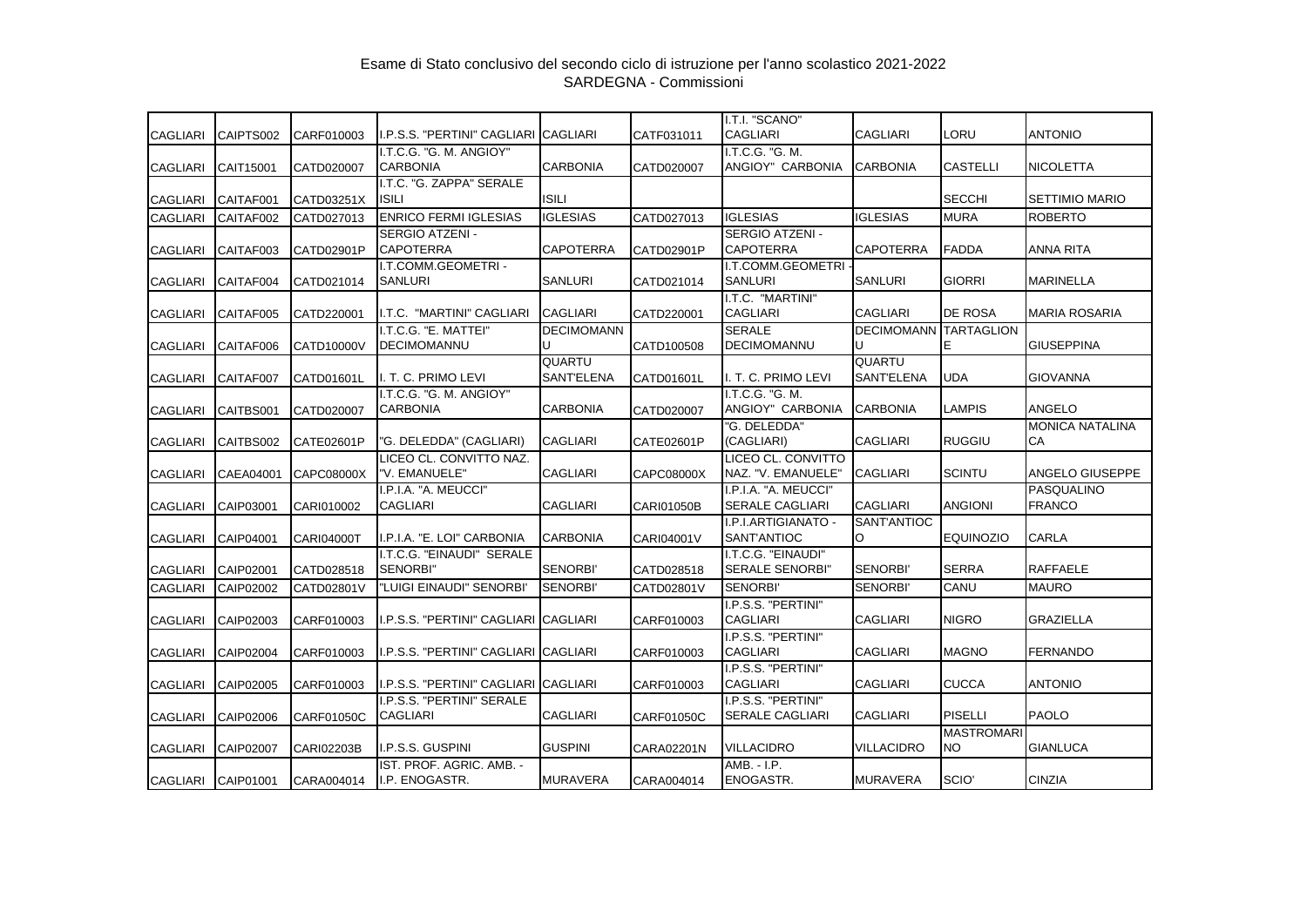Esame di Stato conclusivo del secondo ciclo di istruzione per l'anno scolastico 2021-2022
SARDEGNA - Commissioni

| | | | | | | | | | |
|---|---|---|---|---|---|---|---|---|---|
| CAGLIARI | CAIPTS002 | CARF010003 | I.P.S.S. "PERTINI" CAGLIARI | CAGLIARI | CATF031011 | I.T.I. "SCANO" CAGLIARI | CAGLIARI | LORU | ANTONIO |
| CAGLIARI | CAIT15001 | CATD020007 | I.T.C.G. "G. M. ANGIOY" CARBONIA | CARBONIA | CATD020007 | I.T.C.G. "G. M. ANGIOY" CARBONIA | CARBONIA | CASTELLI | NICOLETTA |
| CAGLIARI | CAITAF001 | CATD03251X | I.T.C. "G. ZAPPA" SERALE ISILI | ISILI | | | | SECCHI | SETTIMIO MARIO |
| CAGLIARI | CAITAF002 | CATD027013 | ENRICO FERMI IGLESIAS | IGLESIAS | CATD027013 | IGLESIAS | IGLESIAS | MURA | ROBERTO |
| CAGLIARI | CAITAF003 | CATD02901P | SERGIO ATZENI - CAPOTERRA | CAPOTERRA | CATD02901P | SERGIO ATZENI - CAPOTERRA | CAPOTERRA | FADDA | ANNA RITA |
| CAGLIARI | CAITAF004 | CATD021014 | I.T.COMM.GEOMETRI - SANLURI | SANLURI | CATD021014 | I.T.COMM.GEOMETRI - SANLURI | SANLURI | GIORRI | MARINELLA |
| CAGLIARI | CAITAF005 | CATD220001 | I.T.C. "MARTINI" CAGLIARI | CAGLIARI | CATD220001 | I.T.C. "MARTINI" CAGLIARI | CAGLIARI | DE ROSA | MARIA ROSARIA |
| CAGLIARI | CAITAF006 | CATD10000V | I.T.C.G. "E. MATTEI" DECIMOMANNU | DECIMOMANNU | CATD100508 | SERALE DECIMOMANNU | DECIMOMANNU | TARTAGLIONE | GIUSEPPINA |
| CAGLIARI | CAITAF007 | CATD01601L | I. T. C. PRIMO LEVI | QUARTU SANT'ELENA | CATD01601L | I. T. C. PRIMO LEVI | QUARTU SANT'ELENA | UDA | GIOVANNA |
| CAGLIARI | CAITBS001 | CATD020007 | I.T.C.G. "G. M. ANGIOY" CARBONIA | CARBONIA | CATD020007 | I.T.C.G. "G. M. ANGIOY" CARBONIA | CARBONIA | LAMPIS | ANGELO |
| CAGLIARI | CAITBS002 | CATE02601P | "G. DELEDDA" (CAGLIARI) | CAGLIARI | CATE02601P | "G. DELEDDA" (CAGLIARI) | CAGLIARI | RUGGIU | MONICA NATALINA CA |
| CAGLIARI | CAEA04001 | CAPC08000X | LICEO CL. CONVITTO NAZ. "V. EMANUELE" | CAGLIARI | CAPC08000X | LICEO CL. CONVITTO NAZ. "V. EMANUELE" | CAGLIARI | SCINTU | ANGELO GIUSEPPE |
| CAGLIARI | CAIP03001 | CARI010002 | I.P.I.A. "A. MEUCCI" CAGLIARI | CAGLIARI | CARI01050B | I.P.I.A. "A. MEUCCI" SERALE CAGLIARI | CAGLIARI | ANGIONI | PASQUALINO FRANCO |
| CAGLIARI | CAIP04001 | CARI04000T | I.P.I.A. "E. LOI" CARBONIA | CARBONIA | CARI04001V | I.P.I.ARTIGIANATO - SANT'ANTIOC | SANT'ANTIOCO | EQUINOZIO | CARLA |
| CAGLIARI | CAIP02001 | CATD028518 | I.T.C.G. "EINAUDI" SERALE SENORBI' | SENORBI' | CATD028518 | I.T.C.G. "EINAUDI" SERALE SENORBI' | SENORBI' | SERRA | RAFFAELE |
| CAGLIARI | CAIP02002 | CATD02801V | "LUIGI EINAUDI" SENORBI' | SENORBI' | CATD02801V | SENORBI' | SENORBI' | CANU | MAURO |
| CAGLIARI | CAIP02003 | CARF010003 | I.P.S.S. "PERTINI" CAGLIARI | CAGLIARI | CARF010003 | I.P.S.S. "PERTINI" CAGLIARI | CAGLIARI | NIGRO | GRAZIELLA |
| CAGLIARI | CAIP02004 | CARF010003 | I.P.S.S. "PERTINI" CAGLIARI | CAGLIARI | CARF010003 | I.P.S.S. "PERTINI" CAGLIARI | CAGLIARI | MAGNO | FERNANDO |
| CAGLIARI | CAIP02005 | CARF010003 | I.P.S.S. "PERTINI" CAGLIARI | CAGLIARI | CARF010003 | I.P.S.S. "PERTINI" CAGLIARI | CAGLIARI | CUCCA | ANTONIO |
| CAGLIARI | CAIP02006 | CARF01050C | I.P.S.S. "PERTINI" SERALE CAGLIARI | CAGLIARI | CARF01050C | I.P.S.S. "PERTINI" SERALE CAGLIARI | CAGLIARI | PISELLI | PAOLO |
| CAGLIARI | CAIP02007 | CARI02203B | I.P.S.S. GUSPINI | GUSPINI | CARA02201N | VILLACIDRO | VILLACIDRO | MASTROMARINO | GIANLUCA |
| CAGLIARI | CAIP01001 | CARA004014 | IST. PROF. AGRIC. AMB. - I.P. ENOGASTR. | MURAVERA | CARA004014 | AMB. - I.P. ENOGASTR. | MURAVERA | SCIO' | CINZIA |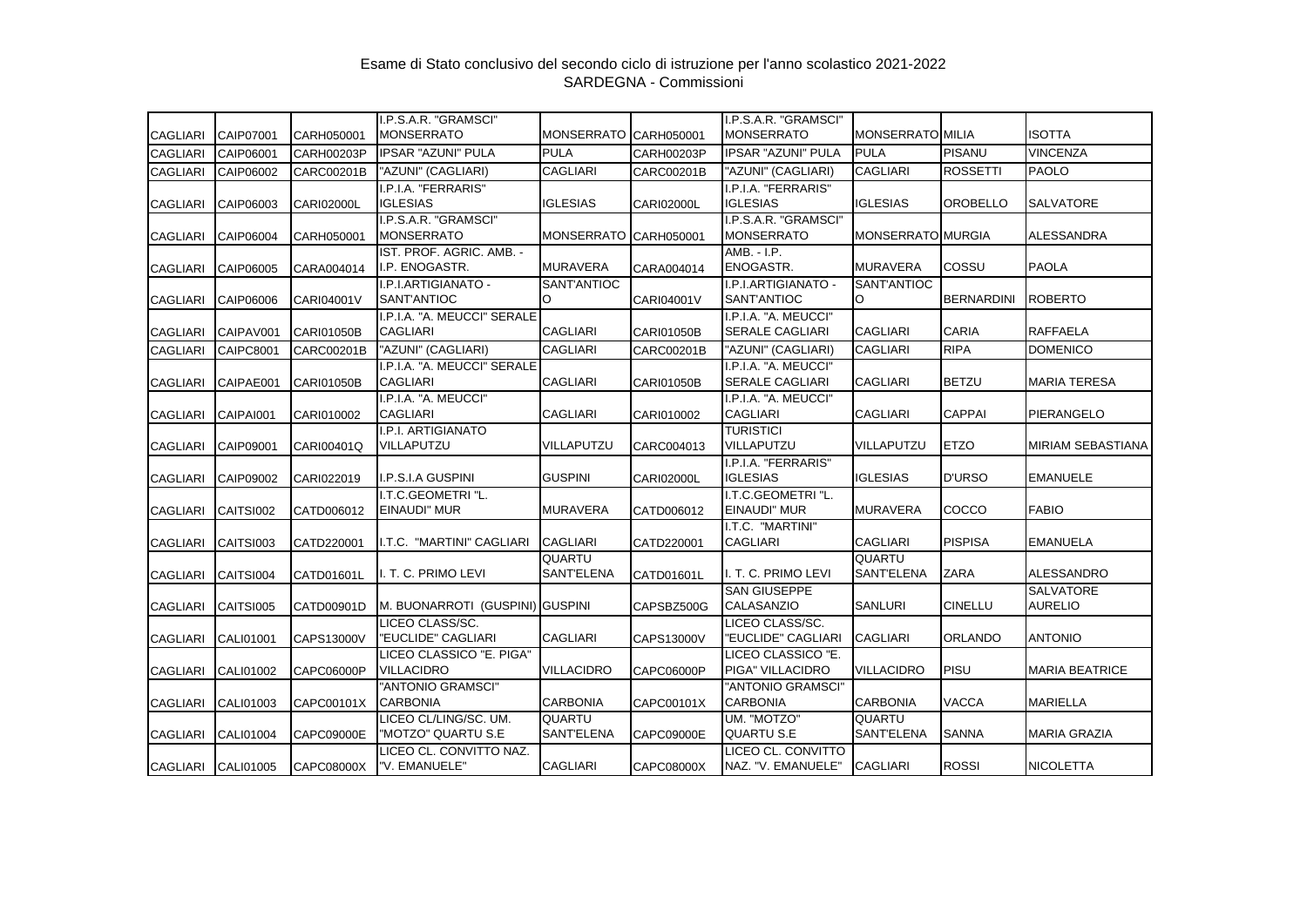Esame di Stato conclusivo del secondo ciclo di istruzione per l'anno scolastico 2021-2022
SARDEGNA - Commissioni

| | | | | | | | | | |
|---|---|---|---|---|---|---|---|---|---|
| CAGLIARI | CAIP07001 | CARH050001 | I.P.S.A.R. "GRAMSCI" MONSERRATO | MONSERRATO | CARH050001 | I.P.S.A.R. "GRAMSCI" MONSERRATO | MONSERRATO | MILIA | ISOTTA |
| CAGLIARI | CAIP06001 | CARH00203P | IPSAR "AZUNI" PULA | PULA | CARH00203P | IPSAR "AZUNI" PULA | PULA | PISANU | VINCENZA |
| CAGLIARI | CAIP06002 | CARC00201B | "AZUNI" (CAGLIARI) | CAGLIARI | CARC00201B | "AZUNI" (CAGLIARI) | CAGLIARI | ROSSETTI | PAOLO |
| CAGLIARI | CAIP06003 | CARI02000L | I.P.I.A. "FERRARIS" IGLESIAS | IGLESIAS | CARI02000L | I.P.I.A. "FERRARIS" IGLESIAS | IGLESIAS | OROBELLO | SALVATORE |
| CAGLIARI | CAIP06004 | CARH050001 | I.P.S.A.R. "GRAMSCI" MONSERRATO | MONSERRATO | CARH050001 | I.P.S.A.R. "GRAMSCI" MONSERRATO | MONSERRATO | MURGIA | ALESSANDRA |
| CAGLIARI | CAIP06005 | CARA004014 | IST. PROF. AGRIC. AMB. - I.P. ENOGASTR. | MURAVERA | CARA004014 | AMB. - I.P. ENOGASTR. | MURAVERA | COSSU | PAOLA |
| CAGLIARI | CAIP06006 | CARI04001V | I.P.I.ARTIGIANATO - SANT'ANTIOC | SANT'ANTIOC O | CARI04001V | I.P.I.ARTIGIANATO - SANT'ANTIOC | SANT'ANTIOC O | BERNARDINI | ROBERTO |
| CAGLIARI | CAIPAV001 | CARI01050B | I.P.I.A. "A. MEUCCI" SERALE CAGLIARI | CAGLIARI | CARI01050B | I.P.I.A. "A. MEUCCI" SERALE CAGLIARI | CAGLIARI | CARIA | RAFFAELA |
| CAGLIARI | CAIPC8001 | CARC00201B | "AZUNI" (CAGLIARI) | CAGLIARI | CARC00201B | "AZUNI" (CAGLIARI) | CAGLIARI | RIPA | DOMENICO |
| CAGLIARI | CAIPAE001 | CARI01050B | I.P.I.A. "A. MEUCCI" SERALE CAGLIARI | CAGLIARI | CARI01050B | I.P.I.A. "A. MEUCCI" SERALE CAGLIARI | CAGLIARI | BETZU | MARIA TERESA |
| CAGLIARI | CAIPAI001 | CARI010002 | I.P.I.A. "A. MEUCCI" CAGLIARI | CAGLIARI | CARI010002 | I.P.I.A. "A. MEUCCI" CAGLIARI | CAGLIARI | CAPPAI | PIERANGELO |
| CAGLIARI | CAIP09001 | CARI00401Q | I.P.I. ARTIGIANATO VILLAPUTZU | VILLAPUTZU | CARC004013 | TURISTICI VILLAPUTZU | VILLAPUTZU | ETZO | MIRIAM SEBASTIANA |
| CAGLIARI | CAIP09002 | CARI022019 | I.P.S.I.A GUSPINI | GUSPINI | CARI02000L | I.P.I.A. "FERRARIS" IGLESIAS | IGLESIAS | D'URSO | EMANUELE |
| CAGLIARI | CAITSI002 | CATD006012 | I.T.C.GEOMETRI "L. EINAUDI" MUR | MURAVERA | CATD006012 | I.T.C.GEOMETRI "L. EINAUDI" MUR | MURAVERA | COCCO | FABIO |
| CAGLIARI | CAITSI003 | CATD220001 | I.T.C. "MARTINI" CAGLIARI | CAGLIARI | CATD220001 | I.T.C. "MARTINI" CAGLIARI | CAGLIARI | PISPISA | EMANUELA |
| CAGLIARI | CAITSI004 | CATD01601L | I. T. C. PRIMO LEVI | QUARTU SANT'ELENA | CATD01601L | I. T. C. PRIMO LEVI | QUARTU SANT'ELENA | ZARA | ALESSANDRO |
| CAGLIARI | CAITSI005 | CATD00901D | M. BUONARROTI (GUSPINI) | GUSPINI | CAPSBZ500G | SAN GIUSEPPE CALASANZIO | SANLURI | CINELLU | SALVATORE AURELIO |
| CAGLIARI | CALI01001 | CAPS13000V | LICEO CLASS/SC. "EUCLIDE" CAGLIARI | CAGLIARI | CAPS13000V | LICEO CLASS/SC. "EUCLIDE" CAGLIARI | CAGLIARI | ORLANDO | ANTONIO |
| CAGLIARI | CALI01002 | CAPC06000P | LICEO CLASSICO "E. PIGA" VILLACIDRO | VILLACIDRO | CAPC06000P | LICEO CLASSICO "E. PIGA" VILLACIDRO | VILLACIDRO | PISU | MARIA BEATRICE |
| CAGLIARI | CALI01003 | CAPC00101X | "ANTONIO GRAMSCI" CARBONIA | CARBONIA | CAPC00101X | "ANTONIO GRAMSCI" CARBONIA | CARBONIA | VACCA | MARIELLA |
| CAGLIARI | CALI01004 | CAPC09000E | LICEO CL/LING/SC. UM. "MOTZO" QUARTU S.E | QUARTU SANT'ELENA | CAPC09000E | UM. "MOTZO" QUARTU S.E | QUARTU SANT'ELENA | SANNA | MARIA GRAZIA |
| CAGLIARI | CALI01005 | CAPC08000X | LICEO CL. CONVITTO NAZ. "V. EMANUELE" | CAGLIARI | CAPC08000X | LICEO CL. CONVITTO NAZ. "V. EMANUELE" | CAGLIARI | ROSSI | NICOLETTA |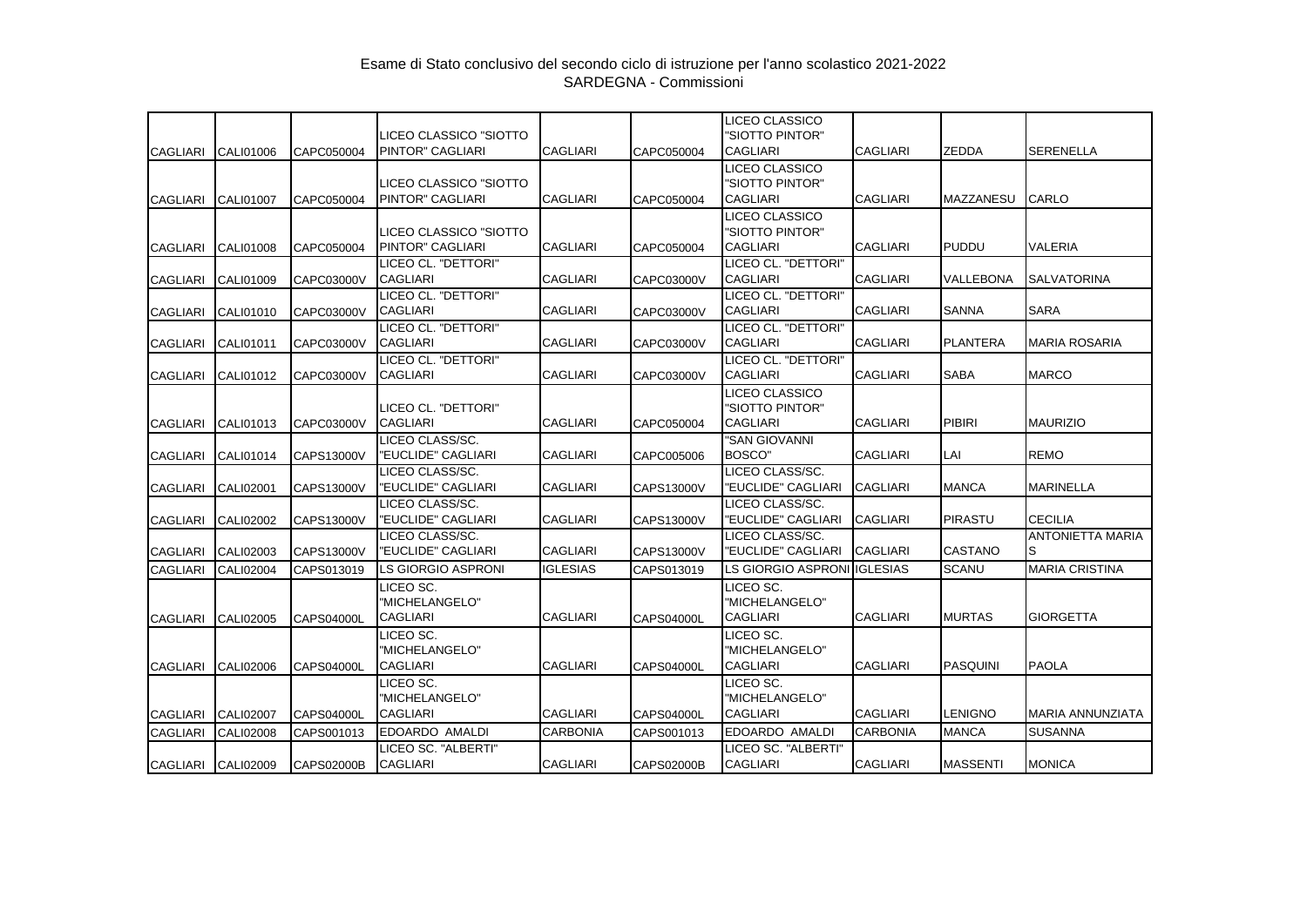Esame di Stato conclusivo del secondo ciclo di istruzione per l'anno scolastico 2021-2022
SARDEGNA - Commissioni

| | | | | | | | | | |
|---|---|---|---|---|---|---|---|---|---|
| CAGLIARI | CALI01006 | CAPC050004 | LICEO CLASSICO "SIOTTO PINTOR" CAGLIARI | CAGLIARI | CAPC050004 | LICEO CLASSICO "SIOTTO PINTOR" CAGLIARI | CAGLIARI | ZEDDA | SERENELLA |
| CAGLIARI | CALI01007 | CAPC050004 | LICEO CLASSICO "SIOTTO PINTOR" CAGLIARI | CAGLIARI | CAPC050004 | LICEO CLASSICO "SIOTTO PINTOR" CAGLIARI | CAGLIARI | MAZZANESU | CARLO |
| CAGLIARI | CALI01008 | CAPC050004 | LICEO CLASSICO "SIOTTO PINTOR" CAGLIARI | CAGLIARI | CAPC050004 | LICEO CLASSICO "SIOTTO PINTOR" CAGLIARI | CAGLIARI | PUDDU | VALERIA |
| CAGLIARI | CALI01009 | CAPC03000V | LICEO CL. "DETTORI" CAGLIARI | CAGLIARI | CAPC03000V | LICEO CL. "DETTORI" CAGLIARI | CAGLIARI | VALLEBONA | SALVATORINA |
| CAGLIARI | CALI01010 | CAPC03000V | LICEO CL. "DETTORI" CAGLIARI | CAGLIARI | CAPC03000V | LICEO CL. "DETTORI" CAGLIARI | CAGLIARI | SANNA | SARA |
| CAGLIARI | CALI01011 | CAPC03000V | LICEO CL. "DETTORI" CAGLIARI | CAGLIARI | CAPC03000V | LICEO CL. "DETTORI" CAGLIARI | CAGLIARI | PLANTERA | MARIA ROSARIA |
| CAGLIARI | CALI01012 | CAPC03000V | LICEO CL. "DETTORI" CAGLIARI | CAGLIARI | CAPC03000V | LICEO CL. "DETTORI" CAGLIARI | CAGLIARI | SABA | MARCO |
| CAGLIARI | CALI01013 | CAPC03000V | LICEO CL. "DETTORI" CAGLIARI | CAGLIARI | CAPC050004 | LICEO CLASSICO "SIOTTO PINTOR" CAGLIARI | CAGLIARI | PIBIRI | MAURIZIO |
| CAGLIARI | CALI01014 | CAPS13000V | LICEO CLASS/SC. "EUCLIDE" CAGLIARI | CAGLIARI | CAPC005006 | "SAN GIOVANNI BOSCO" | CAGLIARI | LAI | REMO |
| CAGLIARI | CALI02001 | CAPS13000V | LICEO CLASS/SC. "EUCLIDE" CAGLIARI | CAGLIARI | CAPS13000V | LICEO CLASS/SC. "EUCLIDE" CAGLIARI | CAGLIARI | MANCA | MARINELLA |
| CAGLIARI | CALI02002 | CAPS13000V | LICEO CLASS/SC. "EUCLIDE" CAGLIARI | CAGLIARI | CAPS13000V | LICEO CLASS/SC. "EUCLIDE" CAGLIARI | CAGLIARI | PIRASTU | CECILIA |
| CAGLIARI | CALI02003 | CAPS13000V | LICEO CLASS/SC. "EUCLIDE" CAGLIARI | CAGLIARI | CAPS13000V | LICEO CLASS/SC. "EUCLIDE" CAGLIARI | CAGLIARI | CASTANO | ANTONIETTA MARIA S |
| CAGLIARI | CALI02004 | CAPS013019 | LS GIORGIO ASPRONI | IGLESIAS | CAPS013019 | LS GIORGIO ASPRONI | IGLESIAS | SCANU | MARIA CRISTINA |
| CAGLIARI | CALI02005 | CAPS04000L | LICEO SC. "MICHELANGELO" CAGLIARI | CAGLIARI | CAPS04000L | LICEO SC. "MICHELANGELO" CAGLIARI | CAGLIARI | MURTAS | GIORGETTA |
| CAGLIARI | CALI02006 | CAPS04000L | LICEO SC. "MICHELANGELO" CAGLIARI | CAGLIARI | CAPS04000L | LICEO SC. "MICHELANGELO" CAGLIARI | CAGLIARI | PASQUINI | PAOLA |
| CAGLIARI | CALI02007 | CAPS04000L | LICEO SC. "MICHELANGELO" CAGLIARI | CAGLIARI | CAPS04000L | LICEO SC. "MICHELANGELO" CAGLIARI | CAGLIARI | LENIGNO | MARIA ANNUNZIATA |
| CAGLIARI | CALI02008 | CAPS001013 | EDOARDO AMALDI | CARBONIA | CAPS001013 | EDOARDO AMALDI | CARBONIA | MANCA | SUSANNA |
| CAGLIARI | CALI02009 | CAPS02000B | LICEO SC. "ALBERTI" CAGLIARI | CAGLIARI | CAPS02000B | LICEO SC. "ALBERTI" CAGLIARI | CAGLIARI | MASSENTI | MONICA |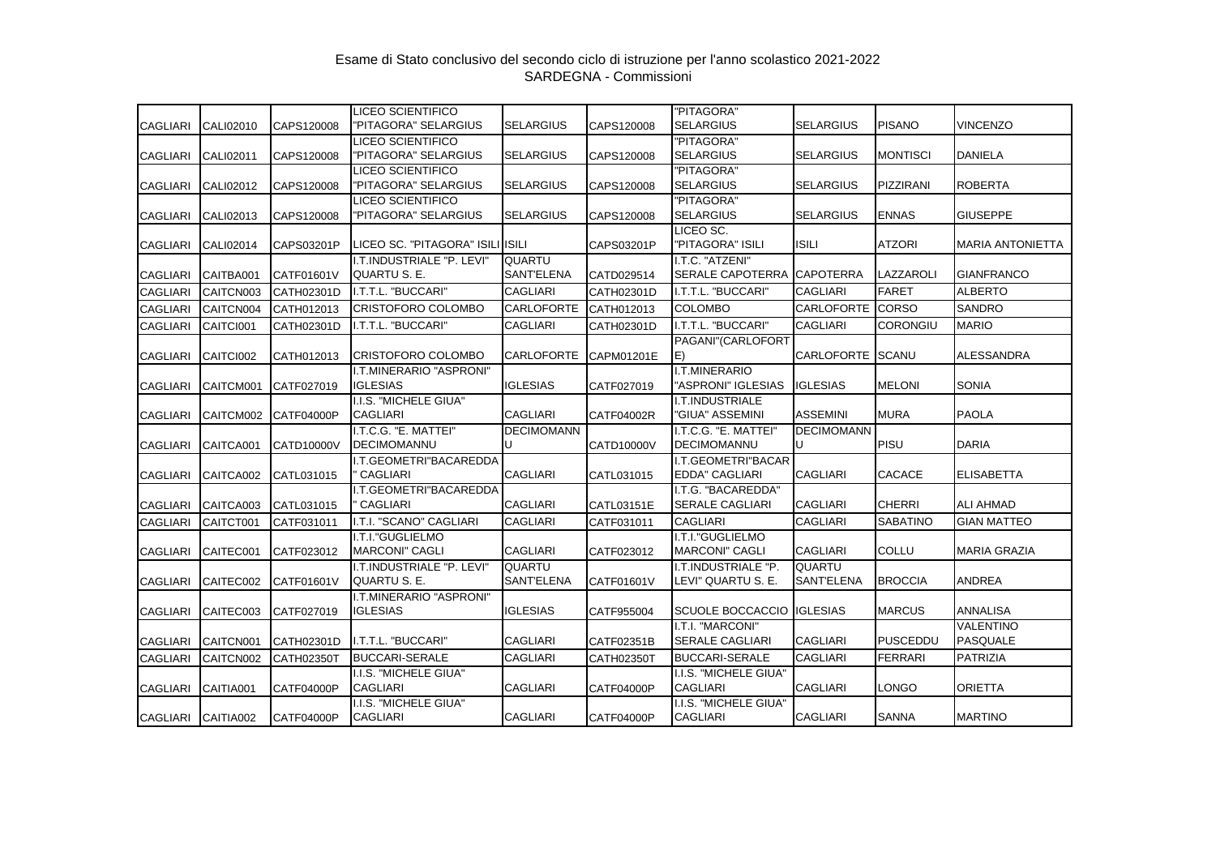Esame di Stato conclusivo del secondo ciclo di istruzione per l'anno scolastico 2021-2022
SARDEGNA - Commissioni

| | | | | | | | | | |
|---|---|---|---|---|---|---|---|---|---|
| CAGLIARI | CALI02010 | CAPS120008 | LICEO SCIENTIFICO "PITAGORA" SELARGIUS | SELARGIUS | CAPS120008 | "PITAGORA" SELARGIUS | SELARGIUS | PISANO | VINCENZO |
| CAGLIARI | CALI02011 | CAPS120008 | LICEO SCIENTIFICO "PITAGORA" SELARGIUS | SELARGIUS | CAPS120008 | "PITAGORA" SELARGIUS | SELARGIUS | MONTISCI | DANIELA |
| CAGLIARI | CALI02012 | CAPS120008 | LICEO SCIENTIFICO "PITAGORA" SELARGIUS | SELARGIUS | CAPS120008 | "PITAGORA" SELARGIUS | SELARGIUS | PIZZIRANI | ROBERTA |
| CAGLIARI | CALI02013 | CAPS120008 | LICEO SCIENTIFICO "PITAGORA" SELARGIUS | SELARGIUS | CAPS120008 | "PITAGORA" SELARGIUS | SELARGIUS | ENNAS | GIUSEPPE |
| CAGLIARI | CALI02014 | CAPS03201P | LICEO SC. "PITAGORA" ISILI | ISILI | CAPS03201P | LICEO SC. "PITAGORA" ISILI | ISILI | ATZORI | MARIA ANTONIETTA |
| CAGLIARI | CAITBA001 | CATF01601V | I.T.INDUSTRIALE "P. LEVI" QUARTU S. E. | QUARTU SANT'ELENA | CATD029514 | I.T.C. "ATZENI" SERALE CAPOTERRA | CAPOTERRA | LAZZAROLI | GIANFRANCO |
| CAGLIARI | CAITCN003 | CATH02301D | I.T.T.L. "BUCCARI" | CAGLIARI | CATH02301D | I.T.T.L. "BUCCARI" | CAGLIARI | FARET | ALBERTO |
| CAGLIARI | CAITCN004 | CATH012013 | CRISTOFORO COLOMBO | CARLOFORTE | CATH012013 | COLOMBO | CARLOFORTE | CORSO | SANDRO |
| CAGLIARI | CAITCI001 | CATH02301D | I.T.T.L. "BUCCARI" | CAGLIARI | CATH02301D | I.T.T.L. "BUCCARI" | CAGLIARI | CORONGIU | MARIO |
| CAGLIARI | CAITCI002 | CATH012013 | CRISTOFORO COLOMBO | CARLOFORTE | CAPM01201E | PAGANI"(CARLOFORTE) | CARLOFORTE | SCANU | ALESSANDRA |
| CAGLIARI | CAITCM001 | CATF027019 | I.T.MINERARIO "ASPRONI" IGLESIAS | IGLESIAS | CATF027019 | I.T.MINERARIO "ASPRONI" IGLESIAS | IGLESIAS | MELONI | SONIA |
| CAGLIARI | CAITCM002 | CATF04000P | I.I.S. "MICHELE GIUA" CAGLIARI | CAGLIARI | CATF04002R | I.T.INDUSTRIALE "GIUA" ASSEMINI | ASSEMINI | MURA | PAOLA |
| CAGLIARI | CAITCA001 | CATD10000V | I.T.C.G. "E. MATTEI" DECIMOMANNU | DECIMOMANNU | CATD10000V | I.T.C.G. "E. MATTEI" DECIMOMANNU | DECIMOMANNU | PISU | DARIA |
| CAGLIARI | CAITCA002 | CATL031015 | I.T.GEOMETRI"BACAREDDA" CAGLIARI | CAGLIARI | CATL031015 | I.T.GEOMETRI"BACAREDDA" CAGLIARI | CAGLIARI | CACACE | ELISABETTA |
| CAGLIARI | CAITCA003 | CATL031015 | I.T.GEOMETRI"BACAREDDA" CAGLIARI | CAGLIARI | CATL03151E | I.T.G. "BACAREDDA" SERALE CAGLIARI | CAGLIARI | CHERRI | ALI AHMAD |
| CAGLIARI | CAITCT001 | CATF031011 | I.T.I. "SCANO" CAGLIARI | CAGLIARI | CATF031011 | CAGLIARI | CAGLIARI | SABATINO | GIAN MATTEO |
| CAGLIARI | CAITEC001 | CATF023012 | I.T.I."GUGLIELMO MARCONI" CAGLI | CAGLIARI | CATF023012 | I.T.I."GUGLIELMO MARCONI" CAGLI | CAGLIARI | COLLU | MARIA GRAZIA |
| CAGLIARI | CAITEC002 | CATF01601V | I.T.INDUSTRIALE "P. LEVI" QUARTU S. E. | QUARTU SANT'ELENA | CATF01601V | I.T.INDUSTRIALE "P. LEVI" QUARTU S. E. | QUARTU SANT'ELENA | BROCCIA | ANDREA |
| CAGLIARI | CAITEC003 | CATF027019 | I.T.MINERARIO "ASPRONI" IGLESIAS | IGLESIAS | CATF955004 | SCUOLE BOCCACCIO | IGLESIAS | MARCUS | ANNALISA |
| CAGLIARI | CAITCN001 | CATH02301D | I.T.T.L. "BUCCARI" | CAGLIARI | CATF02351B | I.T.I. "MARCONI" SERALE CAGLIARI | CAGLIARI | PUSCEDDU | VALENTINO PASQUALE |
| CAGLIARI | CAITCN002 | CATH02350T | BUCCARI-SERALE | CAGLIARI | CATH02350T | BUCCARI-SERALE | CAGLIARI | FERRARI | PATRIZIA |
| CAGLIARI | CAITIA001 | CATF04000P | I.I.S. "MICHELE GIUA" CAGLIARI | CAGLIARI | CATF04000P | I.I.S. "MICHELE GIUA" CAGLIARI | CAGLIARI | LONGO | ORIETTA |
| CAGLIARI | CAITIA002 | CATF04000P | I.I.S. "MICHELE GIUA" CAGLIARI | CAGLIARI | CATF04000P | I.I.S. "MICHELE GIUA" CAGLIARI | CAGLIARI | SANNA | MARTINO |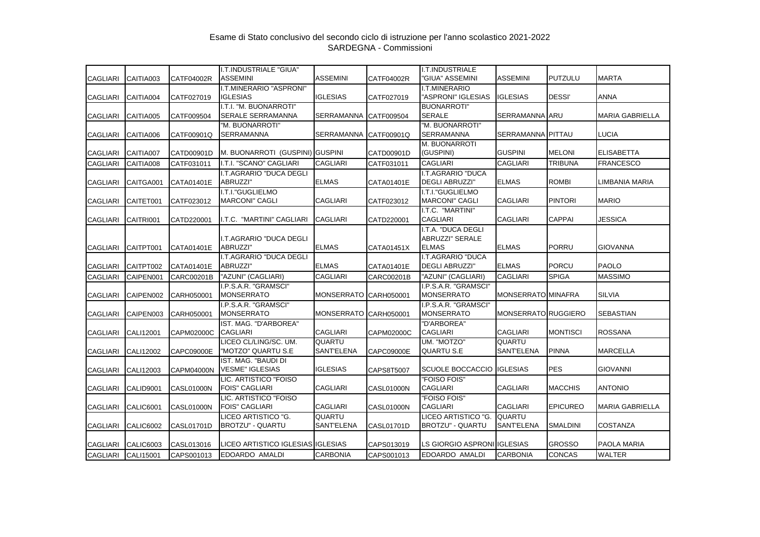Esame di Stato conclusivo del secondo ciclo di istruzione per l'anno scolastico 2021-2022
SARDEGNA - Commissioni

| | | | | | | | | | |
|---|---|---|---|---|---|---|---|---|---|
| CAGLIARI | CAITIA003 | CATF04002R | I.T.INDUSTRIALE "GIUA" ASSEMINI | ASSEMINI | CATF04002R | I.T.INDUSTRIALE "GIUA" ASSEMINI | ASSEMINI | PUTZULU | MARTA |
| CAGLIARI | CAITIA004 | CATF027019 | I.T.MINERARIO "ASPRONI" IGLESIAS | IGLESIAS | CATF027019 | I.T.MINERARIO "ASPRONI" IGLESIAS | IGLESIAS | DESSI' | ANNA |
| CAGLIARI | CAITIA005 | CATF009504 | I.T.I. "M. BUONARROTI" SERALE SERRAMANNA | SERRAMANNA | CATF009504 | BUONARROTI" SERALE | SERRAMANNA | ARU | MARIA GABRIELLA |
| CAGLIARI | CAITIA006 | CATF00901Q | "M. BUONARROTI" SERRAMANNA | SERRAMANNA | CATF00901Q | "M. BUONARROTI" SERRAMANNA | SERRAMANNA | PITTAU | LUCIA |
| CAGLIARI | CAITIA007 | CATD00901D | M. BUONARROTI (GUSPINI) | GUSPINI | CATD00901D | M. BUONARROTI (GUSPINI) | GUSPINI | MELONI | ELISABETTA |
| CAGLIARI | CAITIA008 | CATF031011 | I.T.I. "SCANO" CAGLIARI | CAGLIARI | CATF031011 | CAGLIARI | CAGLIARI | TRIBUNA | FRANCESCO |
| CAGLIARI | CAITGA001 | CATA01401E | I.T.AGRARIO "DUCA DEGLI ABRUZZI" | ELMAS | CATA01401E | I.T.AGRARIO "DUCA DEGLI ABRUZZI" | ELMAS | ROMBI | LIMBANIA MARIA |
| CAGLIARI | CAITET001 | CATF023012 | I.T.I."GUGLIELMO MARCONI" CAGLI | CAGLIARI | CATF023012 | I.T.I."GUGLIELMO MARCONI" CAGLI | CAGLIARI | PINTORI | MARIO |
| CAGLIARI | CAITRI001 | CATD220001 | I.T.C. "MARTINI" CAGLIARI | CAGLIARI | CATD220001 | I.T.C. "MARTINI" CAGLIARI | CAGLIARI | CAPPAI | JESSICA |
| CAGLIARI | CAITPT001 | CATA01401E | I.T.AGRARIO "DUCA DEGLI ABRUZZI" | ELMAS | CATA01451X | I.T.A. "DUCA DEGLI ABRUZZI" SERALE ELMAS | ELMAS | PORRU | GIOVANNA |
| CAGLIARI | CAITPT002 | CATA01401E | I.T.AGRARIO "DUCA DEGLI ABRUZZI" | ELMAS | CATA01401E | I.T.AGRARIO "DUCA DEGLI ABRUZZI" | ELMAS | PORCU | PAOLO |
| CAGLIARI | CAIPEN001 | CARC00201B | "AZUNI" (CAGLIARI) | CAGLIARI | CARC00201B | "AZUNI" (CAGLIARI) | CAGLIARI | SPIGA | MASSIMO |
| CAGLIARI | CAIPEN002 | CARH050001 | I.P.S.A.R. "GRAMSCI" MONSERRATO | MONSERRATO | CARH050001 | I.P.S.A.R. "GRAMSCI" MONSERRATO | MONSERRATO | MINAFRA | SILVIA |
| CAGLIARI | CAIPEN003 | CARH050001 | I.P.S.A.R. "GRAMSCI" MONSERRATO | MONSERRATO | CARH050001 | I.P.S.A.R. "GRAMSCI" MONSERRATO | MONSERRATO | RUGGIERO | SEBASTIAN |
| CAGLIARI | CALI12001 | CAPM02000C | IST. MAG. "D'ARBOREA" CAGLIARI | CAGLIARI | CAPM02000C | "D'ARBOREA" CAGLIARI | CAGLIARI | MONTISCI | ROSSANA |
| CAGLIARI | CALI12002 | CAPC09000E | LICEO CL/LING/SC. UM. "MOTZO" QUARTU S.E | QUARTU SANT'ELENA | CAPC09000E | UM. "MOTZO" QUARTU S.E | QUARTU SANT'ELENA | PINNA | MARCELLA |
| CAGLIARI | CALI12003 | CAPM04000N | IST. MAG. "BAUDI DI VESME" IGLESIAS | IGLESIAS | CAPS8T5007 | SCUOLE BOCCACCIO | IGLESIAS | PES | GIOVANNI |
| CAGLIARI | CALID9001 | CASL01000N | LIC. ARTISTICO "FOISO FOIS" CAGLIARI | CAGLIARI | CASL01000N | "FOISO FOIS" CAGLIARI | CAGLIARI | MACCHIS | ANTONIO |
| CAGLIARI | CALIC6001 | CASL01000N | LIC. ARTISTICO "FOISO FOIS" CAGLIARI | CAGLIARI | CASL01000N | "FOISO FOIS" CAGLIARI | CAGLIARI | EPICUREO | MARIA GABRIELLA |
| CAGLIARI | CALIC6002 | CASL01701D | LICEO ARTISTICO "G. BROTZU" - QUARTU | QUARTU SANT'ELENA | CASL01701D | LICEO ARTISTICO "G. BROTZU" - QUARTU | QUARTU SANT'ELENA | SMALDINI | COSTANZA |
| CAGLIARI | CALIC6003 | CASL013016 | LICEO ARTISTICO IGLESIAS | IGLESIAS | CAPS013019 | LS GIORGIO ASPRONI | IGLESIAS | GROSSO | PAOLA MARIA |
| CAGLIARI | CALI15001 | CAPS001013 | EDOARDO AMALDI | CARBONIA | CAPS001013 | EDOARDO AMALDI | CARBONIA | CONCAS | WALTER |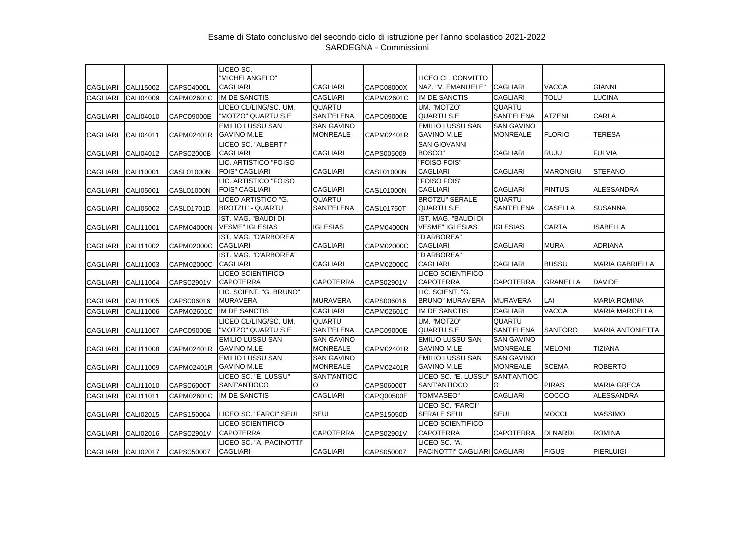Esame di Stato conclusivo del secondo ciclo di istruzione per l'anno scolastico 2021-2022
SARDEGNA - Commissioni

| | | | | | | | | | |
|---|---|---|---|---|---|---|---|---|---|
| CAGLIARI | CALI15002 | CAPS04000L | LICEO SC. "MICHELANGELO" CAGLIARI | CAGLIARI | CAPC08000X | LICEO CL. CONVITTO NAZ. "V. EMANUELE" | CAGLIARI | VACCA | GIANNI |
| CAGLIARI | CALI04009 | CAPM02601C | IM DE SANCTIS | CAGLIARI | CAPM02601C | IM DE SANCTIS | CAGLIARI | TOLU | LUCINA |
| CAGLIARI | CALI04010 | CAPC09000E | LICEO CL/LING/SC. UM. "MOTZO" QUARTU S.E | QUARTU SANT'ELENA | CAPC09000E | UM. "MOTZO" QUARTU S.E | QUARTU SANT'ELENA | ATZENI | CARLA |
| CAGLIARI | CALI04011 | CAPM02401R | EMILIO LUSSU SAN GAVINO M.LE | SAN GAVINO MONREALE | CAPM02401R | EMILIO LUSSU SAN GAVINO M.LE | SAN GAVINO MONREALE | FLORIO | TERESA |
| CAGLIARI | CALI04012 | CAPS02000B | LICEO SC. "ALBERTI" CAGLIARI | CAGLIARI | CAPS005009 | SAN GIOVANNI BOSCO" | CAGLIARI | RUJU | FULVIA |
| CAGLIARI | CALI10001 | CASL01000N | LIC. ARTISTICO "FOISO FOIS" CAGLIARI | CAGLIARI | CASL01000N | "FOISO FOIS" CAGLIARI | CAGLIARI | MARONGIU | STEFANO |
| CAGLIARI | CALI05001 | CASL01000N | LIC. ARTISTICO "FOISO FOIS" CAGLIARI | CAGLIARI | CASL01000N | "FOISO FOIS" CAGLIARI | CAGLIARI | PINTUS | ALESSANDRA |
| CAGLIARI | CALI05002 | CASL01701D | LICEO ARTISTICO "G. BROTZU" - QUARTU | QUARTU SANT'ELENA | CASL01750T | BROTZU" SERALE QUARTU S.E. | QUARTU SANT'ELENA | CASELLA | SUSANNA |
| CAGLIARI | CALI11001 | CAPM04000N | IST. MAG. "BAUDI DI VESME" IGLESIAS | IGLESIAS | CAPM04000N | IST. MAG. "BAUDI DI VESME" IGLESIAS | IGLESIAS | CARTA | ISABELLA |
| CAGLIARI | CALI11002 | CAPM02000C | IST. MAG. "D'ARBOREA" CAGLIARI | CAGLIARI | CAPM02000C | "D'ARBOREA" CAGLIARI | CAGLIARI | MURA | ADRIANA |
| CAGLIARI | CALI11003 | CAPM02000C | IST. MAG. "D'ARBOREA" CAGLIARI | CAGLIARI | CAPM02000C | "D'ARBOREA" CAGLIARI | CAGLIARI | BUSSU | MARIA GABRIELLA |
| CAGLIARI | CALI11004 | CAPS02901V | LICEO SCIENTIFICO CAPOTERRA | CAPOTERRA | CAPS02901V | LICEO SCIENTIFICO CAPOTERRA | CAPOTERRA | GRANELLA | DAVIDE |
| CAGLIARI | CALI11005 | CAPS006016 | LIC. SCIENT. "G. BRUNO" MURAVERA | MURAVERA | CAPS006016 | LIC. SCIENT. "G. BRUNO" MURAVERA | MURAVERA | LAI | MARIA ROMINA |
| CAGLIARI | CALI11006 | CAPM02601C | IM DE SANCTIS | CAGLIARI | CAPM02601C | IM DE SANCTIS | CAGLIARI | VACCA | MARIA MARCELLA |
| CAGLIARI | CALI11007 | CAPC09000E | LICEO CL/LING/SC. UM. "MOTZO" QUARTU S.E | QUARTU SANT'ELENA | CAPC09000E | UM. "MOTZO" QUARTU S.E | QUARTU SANT'ELENA | SANTORO | MARIA ANTONIETTA |
| CAGLIARI | CALI11008 | CAPM02401R | EMILIO LUSSU SAN GAVINO M.LE | SAN GAVINO MONREALE | CAPM02401R | EMILIO LUSSU SAN GAVINO M.LE | SAN GAVINO MONREALE | MELONI | TIZIANA |
| CAGLIARI | CALI11009 | CAPM02401R | EMILIO LUSSU SAN GAVINO M.LE | SAN GAVINO MONREALE | CAPM02401R | EMILIO LUSSU SAN GAVINO M.LE | SAN GAVINO MONREALE | SCEMA | ROBERTO |
| CAGLIARI | CALI11010 | CAPS06000T | LICEO SC. "E. LUSSU" SANT'ANTIOCO | SANT'ANTIOCO | CAPS06000T | LICEO SC. "E. LUSSU" SANT'ANTIOCO | SANT'ANTIOCO | PIRAS | MARIA GRECA |
| CAGLIARI | CALI11011 | CAPM02601C | IM DE SANCTIS | CAGLIARI | CAPQ00500E | TOMMASEO" | CAGLIARI | COCCO | ALESSANDRA |
| CAGLIARI | CALI02015 | CAPS150004 | LICEO SC. "FARCI" SEUI | SEUI | CAPS15050D | LICEO SC. "FARCI" SERALE SEUI | SEUI | MOCCI | MASSIMO |
| CAGLIARI | CALI02016 | CAPS02901V | LICEO SCIENTIFICO CAPOTERRA | CAPOTERRA | CAPS02901V | LICEO SCIENTIFICO CAPOTERRA | CAPOTERRA | DI NARDI | ROMINA |
| CAGLIARI | CALI02017 | CAPS050007 | LICEO SC. "A. PACINOTTI" CAGLIARI | CAGLIARI | CAPS050007 | LICEO SC. "A. PACINOTTI" CAGLIARI | CAGLIARI | FIGUS | PIERLUIGI |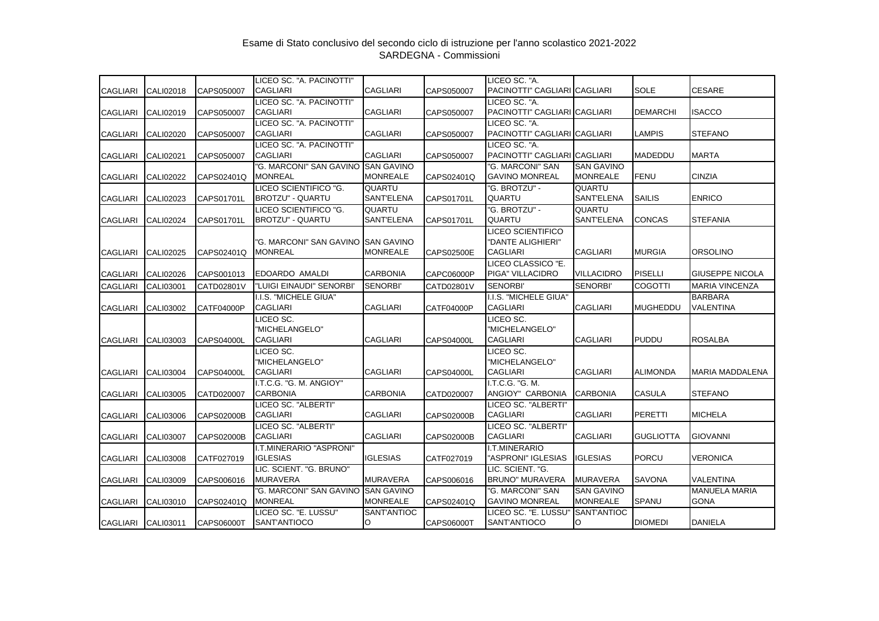Esame di Stato conclusivo del secondo ciclo di istruzione per l'anno scolastico 2021-2022
SARDEGNA - Commissioni

| | | | | | | | | | |
|---|---|---|---|---|---|---|---|---|---|
| CAGLIARI | CALI02018 | CAPS050007 | LICEO SC. "A. PACINOTTI" CAGLIARI | CAGLIARI | CAPS050007 | LICEO SC. "A. PACINOTTI" CAGLIARI | CAGLIARI | SOLE | CESARE |
| CAGLIARI | CALI02019 | CAPS050007 | LICEO SC. "A. PACINOTTI" CAGLIARI | CAGLIARI | CAPS050007 | LICEO SC. "A. PACINOTTI" CAGLIARI | CAGLIARI | DEMARCHI | ISACCO |
| CAGLIARI | CALI02020 | CAPS050007 | LICEO SC. "A. PACINOTTI" CAGLIARI | CAGLIARI | CAPS050007 | LICEO SC. "A. PACINOTTI" CAGLIARI | CAGLIARI | LAMPIS | STEFANO |
| CAGLIARI | CALI02021 | CAPS050007 | LICEO SC. "A. PACINOTTI" CAGLIARI | CAGLIARI | CAPS050007 | LICEO SC. "A. PACINOTTI" CAGLIARI | CAGLIARI | MADEDDU | MARTA |
| CAGLIARI | CALI02022 | CAPS02401Q | "G. MARCONI" SAN GAVINO MONREAL | SAN GAVINO MONREALE | CAPS02401Q | "G. MARCONI" SAN GAVINO MONREAL | SAN GAVINO MONREALE | FENU | CINZIA |
| CAGLIARI | CALI02023 | CAPS01701L | LICEO SCIENTIFICO "G. BROTZU" - QUARTU | QUARTU SANT'ELENA | CAPS01701L | "G. BROTZU" - QUARTU | QUARTU SANT'ELENA | SAILIS | ENRICO |
| CAGLIARI | CALI02024 | CAPS01701L | LICEO SCIENTIFICO "G. BROTZU" - QUARTU | QUARTU SANT'ELENA | CAPS01701L | "G. BROTZU" - QUARTU | QUARTU SANT'ELENA | CONCAS | STEFANIA |
| CAGLIARI | CALI02025 | CAPS02401Q | "G. MARCONI" SAN GAVINO MONREAL | SAN GAVINO MONREALE | CAPS02500E | LICEO SCIENTIFICO "DANTE ALIGHIERI" CAGLIARI | CAGLIARI | MURGIA | ORSOLINO |
| CAGLIARI | CALI02026 | CAPS001013 | EDOARDO AMALDI | CARBONIA | CAPC06000P | LICEO CLASSICO "E. PIGA" VILLACIDRO | VILLACIDRO | PISELLI | GIUSEPPE NICOLA |
| CAGLIARI | CALI03001 | CATD02801V | "LUIGI EINAUDI" SENORBI' | SENORBI' | CATD02801V | SENORBI' | SENORBI' | COGOTTI | MARIA VINCENZA |
| CAGLIARI | CALI03002 | CATF04000P | I.I.S. "MICHELE GIUA" CAGLIARI | CAGLIARI | CATF04000P | I.I.S. "MICHELE GIUA" CAGLIARI | CAGLIARI | MUGHEDDU | BARBARA VALENTINA |
| CAGLIARI | CALI03003 | CAPS04000L | LICEO SC. "MICHELANGELO" CAGLIARI | CAGLIARI | CAPS04000L | LICEO SC. "MICHELANGELO" CAGLIARI | CAGLIARI | PUDDU | ROSALBA |
| CAGLIARI | CALI03004 | CAPS04000L | LICEO SC. "MICHELANGELO" CAGLIARI | CAGLIARI | CAPS04000L | LICEO SC. "MICHELANGELO" CAGLIARI | CAGLIARI | ALIMONDA | MARIA MADDALENA |
| CAGLIARI | CALI03005 | CATD020007 | I.T.C.G. "G. M. ANGIOY" CARBONIA | CARBONIA | CATD020007 | I.T.C.G. "G. M. ANGIOY" CARBONIA | CARBONIA | CASULA | STEFANO |
| CAGLIARI | CALI03006 | CAPS02000B | LICEO SC. "ALBERTI" CAGLIARI | CAGLIARI | CAPS02000B | LICEO SC. "ALBERTI" CAGLIARI | CAGLIARI | PERETTI | MICHELA |
| CAGLIARI | CALI03007 | CAPS02000B | LICEO SC. "ALBERTI" CAGLIARI | CAGLIARI | CAPS02000B | LICEO SC. "ALBERTI" CAGLIARI | CAGLIARI | GUGLIOTTA | GIOVANNI |
| CAGLIARI | CALI03008 | CATF027019 | I.T.MINERARIO "ASPRONI" IGLESIAS | IGLESIAS | CATF027019 | I.T.MINERARIO "ASPRONI" IGLESIAS | IGLESIAS | PORCU | VERONICA |
| CAGLIARI | CALI03009 | CAPS006016 | LIC. SCIENT. "G. BRUNO" MURAVERA | MURAVERA | CAPS006016 | LIC. SCIENT. "G. BRUNO" MURAVERA | MURAVERA | SAVONA | VALENTINA |
| CAGLIARI | CALI03010 | CAPS02401Q | "G. MARCONI" SAN GAVINO MONREAL | SAN GAVINO MONREALE | CAPS02401Q | "G. MARCONI" SAN GAVINO MONREAL | SAN GAVINO MONREALE | SPANU | MANUELA MARIA GONA |
| CAGLIARI | CALI03011 | CAPS06000T | LICEO SC. "E. LUSSU" SANT'ANTIOCO | SANT'ANTIOCO | CAPS06000T | LICEO SC. "E. LUSSU" SANT'ANTIOCO | SANT'ANTIOCO | DIOMEDI | DANIELA |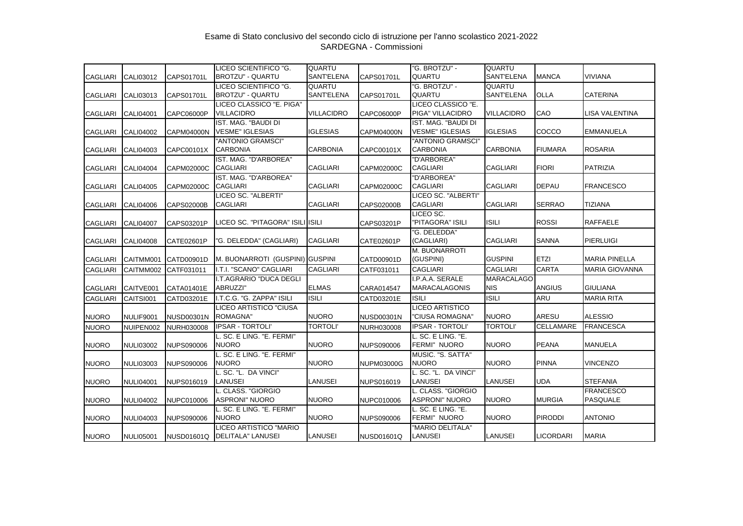Esame di Stato conclusivo del secondo ciclo di istruzione per l'anno scolastico 2021-2022
SARDEGNA - Commissioni

| | | | | | | | | | |
|---|---|---|---|---|---|---|---|---|---|
| CAGLIARI | CALI03012 | CAPS01701L | LICEO SCIENTIFICO "G. BROTZU" - QUARTU | QUARTU SANT'ELENA | CAPS01701L | "G. BROTZU" - QUARTU | QUARTU SANT'ELENA | MANCA | VIVIANA |
| CAGLIARI | CALI03013 | CAPS01701L | LICEO SCIENTIFICO "G. BROTZU" - QUARTU | QUARTU SANT'ELENA | CAPS01701L | "G. BROTZU" - QUARTU | QUARTU SANT'ELENA | OLLA | CATERINA |
| CAGLIARI | CALI04001 | CAPC06000P | LICEO CLASSICO "E. PIGA" VILLACIDRO | VILLACIDRO | CAPC06000P | LICEO CLASSICO "E. PIGA" VILLACIDRO | VILLACIDRO | CAO | LISA VALENTINA |
| CAGLIARI | CALI04002 | CAPM04000N | IST. MAG. "BAUDI DI VESME" IGLESIAS | IGLESIAS | CAPM04000N | IST. MAG. "BAUDI DI VESME" IGLESIAS | IGLESIAS | COCCO | EMMANUELA |
| CAGLIARI | CALI04003 | CAPC00101X | "ANTONIO GRAMSCI" CARBONIA | CARBONIA | CAPC00101X | "ANTONIO GRAMSCI" CARBONIA | CARBONIA | FIUMARA | ROSARIA |
| CAGLIARI | CALI04004 | CAPM02000C | IST. MAG. "D'ARBOREA" CAGLIARI | CAGLIARI | CAPM02000C | "D'ARBOREA" CAGLIARI | CAGLIARI | FIORI | PATRIZIA |
| CAGLIARI | CALI04005 | CAPM02000C | IST. MAG. "D'ARBOREA" CAGLIARI | CAGLIARI | CAPM02000C | "D'ARBOREA" CAGLIARI | CAGLIARI | DEPAU | FRANCESCO |
| CAGLIARI | CALI04006 | CAPS02000B | LICEO SC. "ALBERTI" CAGLIARI | CAGLIARI | CAPS02000B | LICEO SC. "ALBERTI" CAGLIARI | CAGLIARI | SERRAO | TIZIANA |
| CAGLIARI | CALI04007 | CAPS03201P | LICEO SC. "PITAGORA" ISILI | ISILI | CAPS03201P | LICEO SC. "PITAGORA" ISILI | ISILI | ROSSI | RAFFAELE |
| CAGLIARI | CALI04008 | CATE02601P | "G. DELEDDA" (CAGLIARI) | CAGLIARI | CATE02601P | "G. DELEDDA" (CAGLIARI) | CAGLIARI | SANNA | PIERLUIGI |
| CAGLIARI | CAITMM001 | CATD00901D | M. BUONARROTI (GUSPINI) | GUSPINI | CATD00901D | M. BUONARROTI (GUSPINI) | GUSPINI | ETZI | MARIA PINELLA |
| CAGLIARI | CAITMM002 | CATF031011 | I.T.I. "SCANO" CAGLIARI | CAGLIARI | CATF031011 | CAGLIARI | CAGLIARI | CARTA | MARIA GIOVANNA |
| CAGLIARI | CAITVE001 | CATA01401E | I.T.AGRARIO "DUCA DEGLI ABRUZZI" | ELMAS | CARA014547 | I.P.A.A. SERALE MARACALAGONIS | MARACALAGONIS | ANGIUS | GIULIANA |
| CAGLIARI | CAITSI001 | CATD03201E | I.T.C.G. "G. ZAPPA" ISILI | ISILI | CATD03201E | ISILI | ISILI | ARU | MARIA RITA |
| NUORO | NULIF9001 | NUSD00301N | LICEO ARTISTICO "CIUSA ROMAGNA" | NUORO | NUSD00301N | LICEO ARTISTICO "CIUSA ROMAGNA" | NUORO | ARESU | ALESSIO |
| NUORO | NUIPEN002 | NURH030008 | IPSAR - TORTOLI' | TORTOLI' | NURH030008 | IPSAR - TORTOLI' | TORTOLI' | CELLAMARE | FRANCESCA |
| NUORO | NULI03002 | NUPS090006 | L. SC. E LING. "E. FERMI" NUORO | NUORO | NUPS090006 | L. SC. E LING. "E. FERMI" NUORO | NUORO | PEANA | MANUELA |
| NUORO | NULI03003 | NUPS090006 | L. SC. E LING. "E. FERMI" NUORO | NUORO | NUPM03000G | MUSIC. "S. SATTA" NUORO | NUORO | PINNA | VINCENZO |
| NUORO | NULI04001 | NUPS016019 | L. SC. "L. DA VINCI" LANUSEI | LANUSEI | NUPS016019 | L. SC. "L. DA VINCI" LANUSEI | LANUSEI | UDA | STEFANIA |
| NUORO | NULI04002 | NUPC010006 | L. CLASS. "GIORGIO ASPRONI" NUORO | NUORO | NUPC010006 | L. CLASS. "GIORGIO ASPRONI" NUORO | NUORO | MURGIA | FRANCESCO PASQUALE |
| NUORO | NULI04003 | NUPS090006 | L. SC. E LING. "E. FERMI" NUORO | NUORO | NUPS090006 | L. SC. E LING. "E. FERMI" NUORO | NUORO | PIRODDI | ANTONIO |
| NUORO | NULI05001 | NUSD01601Q | LICEO ARTISTICO "MARIO DELITALA" LANUSEI | LANUSEI | NUSD01601Q | "MARIO DELITALA" LANUSEI | LANUSEI | LICORDARI | MARIA |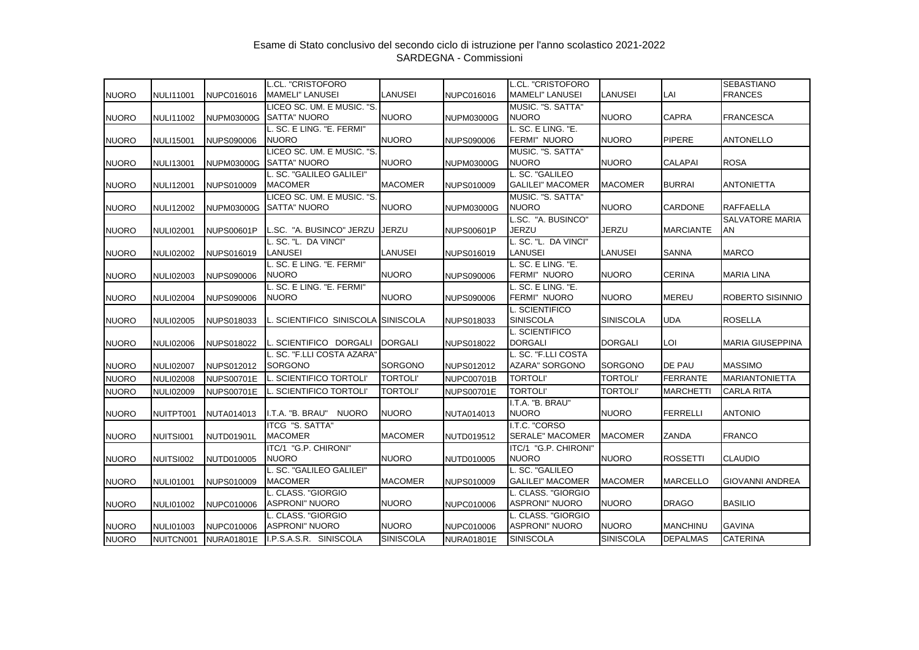Esame di Stato conclusivo del secondo ciclo di istruzione per l'anno scolastico 2021-2022
SARDEGNA - Commissioni

| | | | | | | | | | |
|---|---|---|---|---|---|---|---|---|---|
| NUORO | NULI11001 | NUPC016016 | L.CL. "CRISTOFORO MAMELI" LANUSEI | LANUSEI | NUPC016016 | L.CL. "CRISTOFORO MAMELI" LANUSEI | LANUSEI | LAI | SEBASTIANO FRANCES |
| NUORO | NULI11002 | NUPM03000G | LICEO SC. UM. E MUSIC. "S. SATTA" NUORO | NUORO | NUPM03000G | MUSIC. "S. SATTA" NUORO | NUORO | CAPRA | FRANCESCA |
| NUORO | NULI15001 | NUPS090006 | L. SC. E LING. "E. FERMI" NUORO | NUORO | NUPS090006 | L. SC. E LING. "E. FERMI" NUORO | NUORO | PIPERE | ANTONELLO |
| NUORO | NULI13001 | NUPM03000G | LICEO SC. UM. E MUSIC. "S. SATTA" NUORO | NUORO | NUPM03000G | MUSIC. "S. SATTA" NUORO | NUORO | CALAPAI | ROSA |
| NUORO | NULI12001 | NUPS010009 | L. SC. "GALILEO GALILEI" MACOMER | MACOMER | NUPS010009 | L. SC. "GALILEO GALILEI" MACOMER | MACOMER | BURRAI | ANTONIETTA |
| NUORO | NULI12002 | NUPM03000G | LICEO SC. UM. E MUSIC. "S. SATTA" NUORO | NUORO | NUPM03000G | MUSIC. "S. SATTA" NUORO | NUORO | CARDONE | RAFFAELLA |
| NUORO | NULI02001 | NUPS00601P | L.SC. "A. BUSINCO" JERZU | JERZU | NUPS00601P | L.SC. "A. BUSINCO" JERZU | JERZU | MARCIANTE | SALVATORE MARIA AN |
| NUORO | NULI02002 | NUPS016019 | L. SC. "L. DA VINCI" LANUSEI | LANUSEI | NUPS016019 | L. SC. "L. DA VINCI" LANUSEI | LANUSEI | SANNA | MARCO |
| NUORO | NULI02003 | NUPS090006 | L. SC. E LING. "E. FERMI" NUORO | NUORO | NUPS090006 | L. SC. E LING. "E. FERMI" NUORO | NUORO | CERINA | MARIA LINA |
| NUORO | NULI02004 | NUPS090006 | L. SC. E LING. "E. FERMI" NUORO | NUORO | NUPS090006 | L. SC. E LING. "E. FERMI" NUORO | NUORO | MEREU | ROBERTO SISINNIO |
| NUORO | NULI02005 | NUPS018033 | L. SCIENTIFICO SINISCOLA | SINISCOLA | NUPS018033 | L. SCIENTIFICO SINISCOLA | SINISCOLA | UDA | ROSELLA |
| NUORO | NULI02006 | NUPS018022 | L. SCIENTIFICO DORGALI | DORGALI | NUPS018022 | L. SCIENTIFICO DORGALI | DORGALI | LOI | MARIA GIUSEPPINA |
| NUORO | NULI02007 | NUPS012012 | L. SC. "F.LLI COSTA AZARA" SORGONO | SORGONO | NUPS012012 | L. SC. "F.LLI COSTA AZARA" SORGONO | SORGONO | DE PAU | MASSIMO |
| NUORO | NULI02008 | NUPS00701E | L. SCIENTIFICO TORTOLI' | TORTOLI' | NUPC00701B | TORTOLI' | TORTOLI' | FERRANTE | MARIANTONIETTA |
| NUORO | NULI02009 | NUPS00701E | L. SCIENTIFICO TORTOLI' | TORTOLI' | NUPS00701E | TORTOLI' | TORTOLI' | MARCHETTI | CARLA RITA |
| NUORO | NUITPT001 | NUTA014013 | I.T.A. "B. BRAU" NUORO | NUORO | NUTA014013 | I.T.A. "B. BRAU" NUORO | NUORO | FERRELLI | ANTONIO |
| NUORO | NUITSI001 | NUTD01901L | ITCG "S. SATTA" MACOMER | MACOMER | NUTD019512 | I.T.C. "CORSO SERALE" MACOMER | MACOMER | ZANDA | FRANCO |
| NUORO | NUITSI002 | NUTD010005 | ITC/1 "G.P. CHIRONI" NUORO | NUORO | NUTD010005 | ITC/1 "G.P. CHIRONI" NUORO | NUORO | ROSSETTI | CLAUDIO |
| NUORO | NULI01001 | NUPS010009 | L. SC. "GALILEO GALILEI" MACOMER | MACOMER | NUPS010009 | L. SC. "GALILEO GALILEI" MACOMER | MACOMER | MARCELLO | GIOVANNI ANDREA |
| NUORO | NULI01002 | NUPC010006 | L. CLASS. "GIORGIO ASPRONI" NUORO | NUORO | NUPC010006 | L. CLASS. "GIORGIO ASPRONI" NUORO | NUORO | DRAGO | BASILIO |
| NUORO | NULI01003 | NUPC010006 | L. CLASS. "GIORGIO ASPRONI" NUORO | NUORO | NUPC010006 | L. CLASS. "GIORGIO ASPRONI" NUORO | NUORO | MANCHINU | GAVINA |
| NUORO | NUITCN001 | NURA01801E | I.P.S.A.S.R. SINISCOLA | SINISCOLA | NURA01801E | SINISCOLA | SINISCOLA | DEPALMAS | CATERINA |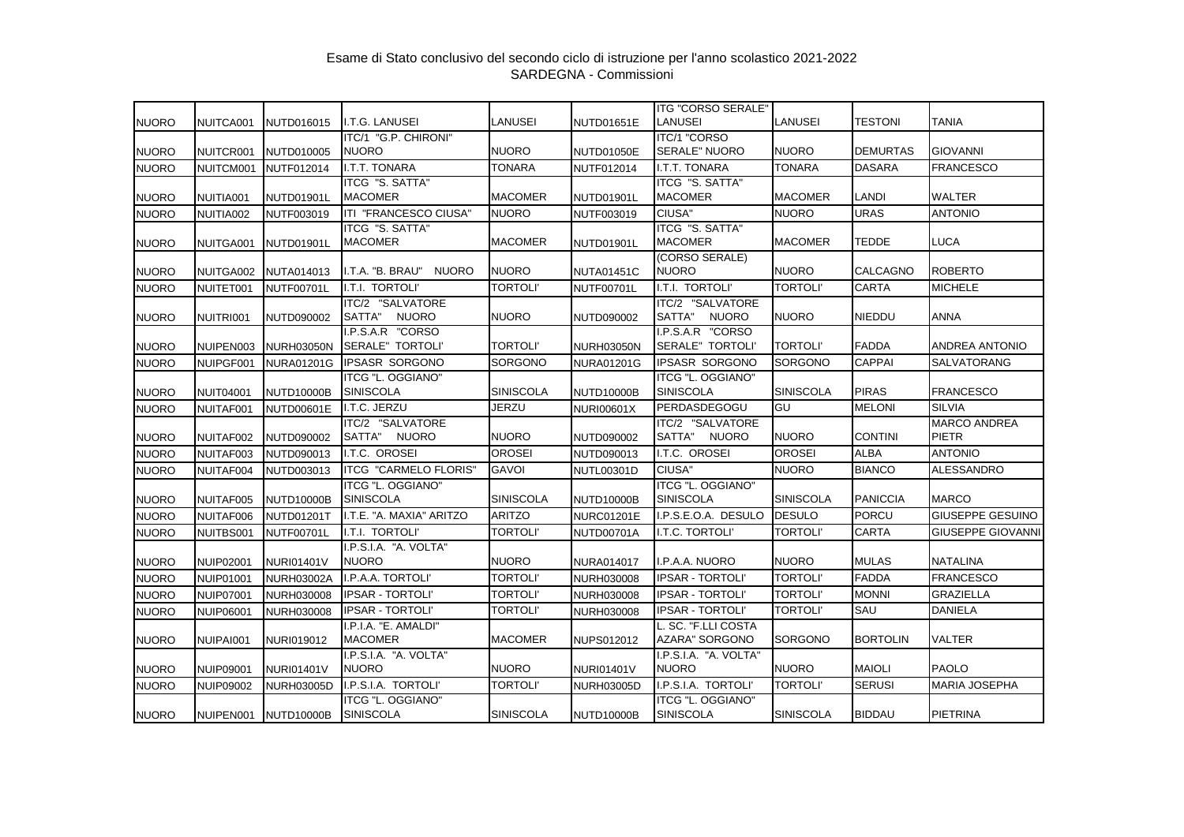Esame di Stato conclusivo del secondo ciclo di istruzione per l'anno scolastico 2021-2022
SARDEGNA - Commissioni

| | | | | | | | | | |
|---|---|---|---|---|---|---|---|---|---|
| NUORO | NUITCA001 | NUTD016015 | I.T.G. LANUSEI | LANUSEI | NUTD01651E | ITG "CORSO SERALE" LANUSEI | LANUSEI | TESTONI | TANIA |
| NUORO | NUITCR001 | NUTD010005 | ITC/1 "G.P. CHIRONI" NUORO | NUORO | NUTD01050E | ITC/1 "CORSO SERALE" NUORO | NUORO | DEMURTAS | GIOVANNI |
| NUORO | NUITCM001 | NUTF012014 | I.T.T. TONARA | TONARA | NUTF012014 | I.T.T. TONARA | TONARA | DASARA | FRANCESCO |
| NUORO | NUITIA001 | NUTD01901L | ITCG "S. SATTA" MACOMER | MACOMER | NUTD01901L | ITCG "S. SATTA" MACOMER | MACOMER | LANDI | WALTER |
| NUORO | NUITIA002 | NUTF003019 | ITI "FRANCESCO CIUSA" | NUORO | NUTF003019 | CIUSA" | NUORO | URAS | ANTONIO |
| NUORO | NUITGA001 | NUTD01901L | ITCG "S. SATTA" MACOMER | MACOMER | NUTD01901L | ITCG "S. SATTA" MACOMER | MACOMER | TEDDE | LUCA |
| NUORO | NUITGA002 | NUTA014013 | I.T.A. "B. BRAU" NUORO | NUORO | NUTA01451C | (CORSO SERALE) NUORO | NUORO | CALCAGNO | ROBERTO |
| NUORO | NUITET001 | NUTF00701L | I.T.I. TORTOLI' | TORTOLI' | NUTF00701L | I.T.I. TORTOLI' | TORTOLI' | CARTA | MICHELE |
| NUORO | NUITRI001 | NUTD090002 | ITC/2 "SALVATORE SATTA" NUORO | NUORO | NUTD090002 | ITC/2 "SALVATORE SATTA" NUORO | NUORO | NIEDDU | ANNA |
| NUORO | NUIPEN003 | NURH03050N | I.P.S.A.R "CORSO SERALE" TORTOLI' | TORTOLI' | NURH03050N | I.P.S.A.R "CORSO SERALE" TORTOLI' | TORTOLI' | FADDA | ANDREA ANTONIO |
| NUORO | NUIPGF001 | NURA01201G | IPSASR SORGONO | SORGONO | NURA01201G | IPSASR SORGONO | SORGONO | CAPPAI | SALVATORANG |
| NUORO | NUIT04001 | NUTD10000B | ITCG "L. OGGIANO" SINISCOLA | SINISCOLA | NUTD10000B | ITCG "L. OGGIANO" SINISCOLA | SINISCOLA | PIRAS | FRANCESCO |
| NUORO | NUITAF001 | NUTD00601E | I.T.C. JERZU | JERZU | NURI00601X | PERDASDEGOGU | GU | MELONI | SILVIA |
| NUORO | NUITAF002 | NUTD090002 | ITC/2 "SALVATORE SATTA" NUORO | NUORO | NUTD090002 | ITC/2 "SALVATORE SATTA" NUORO | NUORO | CONTINI | MARCO ANDREA PIETR |
| NUORO | NUITAF003 | NUTD090013 | I.T.C. OROSEI | OROSEI | NUTD090013 | I.T.C. OROSEI | OROSEI | ALBA | ANTONIO |
| NUORO | NUITAF004 | NUTD003013 | ITCG "CARMELO FLORIS" | GAVOI | NUTL00301D | CIUSA" | NUORO | BIANCO | ALESSANDRO |
| NUORO | NUITAF005 | NUTD10000B | ITCG "L. OGGIANO" SINISCOLA | SINISCOLA | NUTD10000B | ITCG "L. OGGIANO" SINISCOLA | SINISCOLA | PANICCIA | MARCO |
| NUORO | NUITAF006 | NUTD01201T | I.T.E. "A. MAXIA" ARITZO | ARITZO | NURC01201E | I.P.S.E.O.A. DESULO | DESULO | PORCU | GIUSEPPE GESUINO |
| NUORO | NUITBS001 | NUTF00701L | I.T.I. TORTOLI' | TORTOLI' | NUTD00701A | I.T.C. TORTOLI' | TORTOLI' | CARTA | GIUSEPPE GIOVANNI |
| NUORO | NUIP02001 | NURI01401V | I.P.S.I.A. "A. VOLTA" NUORO | NUORO | NURA014017 | I.P.A.A. NUORO | NUORO | MULAS | NATALINA |
| NUORO | NUIP01001 | NURH03002A | I.P.A.A. TORTOLI' | TORTOLI' | NURH030008 | IPSAR - TORTOLI' | TORTOLI' | FADDA | FRANCESCO |
| NUORO | NUIP07001 | NURH030008 | IPSAR - TORTOLI' | TORTOLI' | NURH030008 | IPSAR - TORTOLI' | TORTOLI' | MONNI | GRAZIELLA |
| NUORO | NUIP06001 | NURH030008 | IPSAR - TORTOLI' | TORTOLI' | NURH030008 | IPSAR - TORTOLI' | TORTOLI' | SAU | DANIELA |
| NUORO | NUIPAI001 | NURI019012 | I.P.I.A. "E. AMALDI" MACOMER | MACOMER | NUPS012012 | L. SC. "F.LLI COSTA AZARA" SORGONO | SORGONO | BORTOLIN | VALTER |
| NUORO | NUIP09001 | NURI01401V | I.P.S.I.A. "A. VOLTA" NUORO | NUORO | NURI01401V | I.P.S.I.A. "A. VOLTA" NUORO | NUORO | MAIOLI | PAOLO |
| NUORO | NUIP09002 | NURH03005D | I.P.S.I.A. TORTOLI' | TORTOLI' | NURH03005D | I.P.S.I.A. TORTOLI' | TORTOLI' | SERUSI | MARIA JOSEPHA |
| NUORO | NUIPEN001 | NUTD10000B | ITCG "L. OGGIANO" SINISCOLA | SINISCOLA | NUTD10000B | ITCG "L. OGGIANO" SINISCOLA | SINISCOLA | BIDDAU | PIETRINA |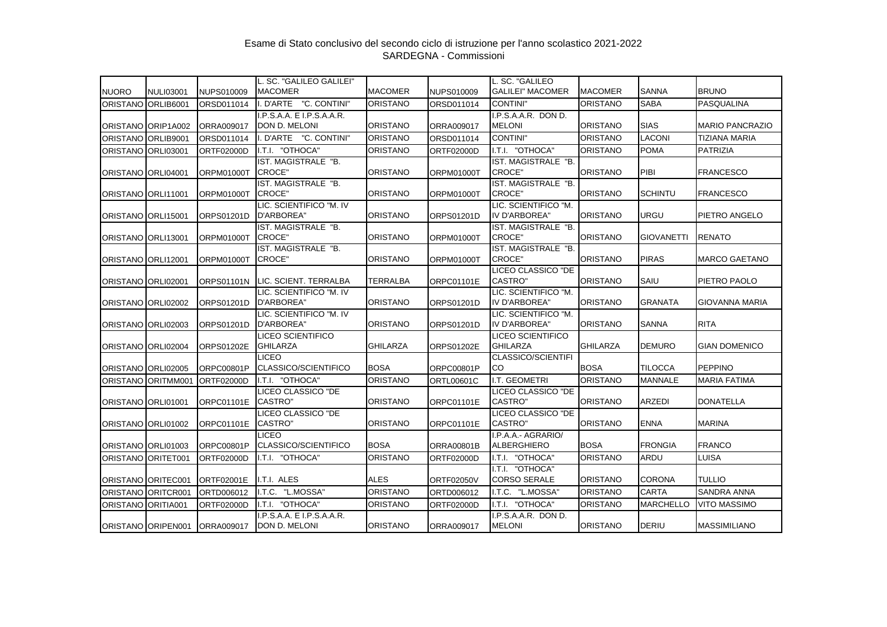Esame di Stato conclusivo del secondo ciclo di istruzione per l'anno scolastico 2021-2022
SARDEGNA - Commissioni

| | | | | | | | | | |
|---|---|---|---|---|---|---|---|---|---|
| NUORO | NULI03001 | NUPS010009 | L. SC. "GALILEO GALILEI" MACOMER | MACOMER | NUPS010009 | L. SC. "GALILEO GALILEI" MACOMER | MACOMER | SANNA | BRUNO |
| ORISTANO | ORLIB6001 | ORSD011014 | I. D'ARTE "C. CONTINI" | ORISTANO | ORSD011014 | CONTINI" | ORISTANO | SABA | PASQUALINA |
| ORISTANO | ORIP1A002 | ORRA009017 | I.P.S.A.A. E I.P.S.A.A.R. DON D. MELONI | ORISTANO | ORRA009017 | I.P.S.A.A.R. DON D. MELONI | ORISTANO | SIAS | MARIO PANCRAZIO |
| ORISTANO | ORLIB9001 | ORSD011014 | I. D'ARTE "C. CONTINI" | ORISTANO | ORSD011014 | CONTINI" | ORISTANO | LACONI | TIZIANA MARIA |
| ORISTANO | ORLI03001 | ORTF02000D | I.T.I. "OTHOCA" | ORISTANO | ORTF02000D | I.T.I. "OTHOCA" | ORISTANO | POMA | PATRIZIA |
| ORISTANO | ORLI04001 | ORPM01000T | IST. MAGISTRALE "B. CROCE" | ORISTANO | ORPM01000T | IST. MAGISTRALE "B. CROCE" | ORISTANO | PIBI | FRANCESCO |
| ORISTANO | ORLI11001 | ORPM01000T | IST. MAGISTRALE "B. CROCE" | ORISTANO | ORPM01000T | IST. MAGISTRALE "B. CROCE" | ORISTANO | SCHINTU | FRANCESCO |
| ORISTANO | ORLI15001 | ORPS01201D | LIC. SCIENTIFICO "M. IV D'ARBOREA" | ORISTANO | ORPS01201D | LIC. SCIENTIFICO "M. IV D'ARBOREA" | ORISTANO | URGU | PIETRO ANGELO |
| ORISTANO | ORLI13001 | ORPM01000T | IST. MAGISTRALE "B. CROCE" | ORISTANO | ORPM01000T | IST. MAGISTRALE "B. CROCE" | ORISTANO | GIOVANETTI | RENATO |
| ORISTANO | ORLI12001 | ORPM01000T | IST. MAGISTRALE "B. CROCE" | ORISTANO | ORPM01000T | IST. MAGISTRALE "B. CROCE" | ORISTANO | PIRAS | MARCO GAETANO |
| ORISTANO | ORLI02001 | ORPS01101N | LIC. SCIENT. TERRALBA | TERRALBA | ORPC01101E | LICEO CLASSICO "DE CASTRO" | ORISTANO | SAIU | PIETRO PAOLO |
| ORISTANO | ORLI02002 | ORPS01201D | LIC. SCIENTIFICO "M. IV D'ARBOREA" | ORISTANO | ORPS01201D | LIC. SCIENTIFICO "M. IV D'ARBOREA" | ORISTANO | GRANATA | GIOVANNA MARIA |
| ORISTANO | ORLI02003 | ORPS01201D | LIC. SCIENTIFICO "M. IV D'ARBOREA" | ORISTANO | ORPS01201D | LIC. SCIENTIFICO "M. IV D'ARBOREA" | ORISTANO | SANNA | RITA |
| ORISTANO | ORLI02004 | ORPS01202E | LICEO SCIENTIFICO GHILARZA | GHILARZA | ORPS01202E | LICEO SCIENTIFICO GHILARZA | GHILARZA | DEMURO | GIAN DOMENICO |
| ORISTANO | ORLI02005 | ORPC00801P | LICEO CLASSICO/SCIENTIFICO | BOSA | ORPC00801P | CLASSICO/SCIENTIFICO | BOSA | TILOCCA | PEPPINO |
| ORISTANO | ORITMM001 | ORTF02000D | I.T.I. "OTHOCA" | ORISTANO | ORTL00601C | I.T. GEOMETRI | ORISTANO | MANNALE | MARIA FATIMA |
| ORISTANO | ORLI01001 | ORPC01101E | LICEO CLASSICO "DE CASTRO" | ORISTANO | ORPC01101E | LICEO CLASSICO "DE CASTRO" | ORISTANO | ARZEDI | DONATELLA |
| ORISTANO | ORLI01002 | ORPC01101E | LICEO CLASSICO "DE CASTRO" | ORISTANO | ORPC01101E | LICEO CLASSICO "DE CASTRO" | ORISTANO | ENNA | MARINA |
| ORISTANO | ORLI01003 | ORPC00801P | LICEO CLASSICO/SCIENTIFICO | BOSA | ORRA00801B | I.P.A.A.- AGRARIO/ ALBERGHIERO | BOSA | FRONGIA | FRANCO |
| ORISTANO | ORITET001 | ORTF02000D | I.T.I. "OTHOCA" | ORISTANO | ORTF02000D | I.T.I. "OTHOCA" | ORISTANO | ARDU | LUISA |
| ORISTANO | ORITEC001 | ORTF02001E | I.T.I. ALES | ALES | ORTF02050V | I.T.I. "OTHOCA" CORSO SERALE | ORISTANO | CORONA | TULLIO |
| ORISTANO | ORITCR001 | ORTD006012 | I.T.C. "L.MOSSA" | ORISTANO | ORTD006012 | I.T.C. "L.MOSSA" | ORISTANO | CARTA | SANDRA ANNA |
| ORISTANO | ORITIA001 | ORTF02000D | I.T.I. "OTHOCA" | ORISTANO | ORTF02000D | I.T.I. "OTHOCA" | ORISTANO | MARCHELLO | VITO MASSIMO |
| ORISTANO | ORIPEN001 | ORRA009017 | I.P.S.A.A. E I.P.S.A.A.R. DON D. MELONI | ORISTANO | ORRA009017 | I.P.S.A.A.R. DON D. MELONI | ORISTANO | DERIU | MASSIMILIANO |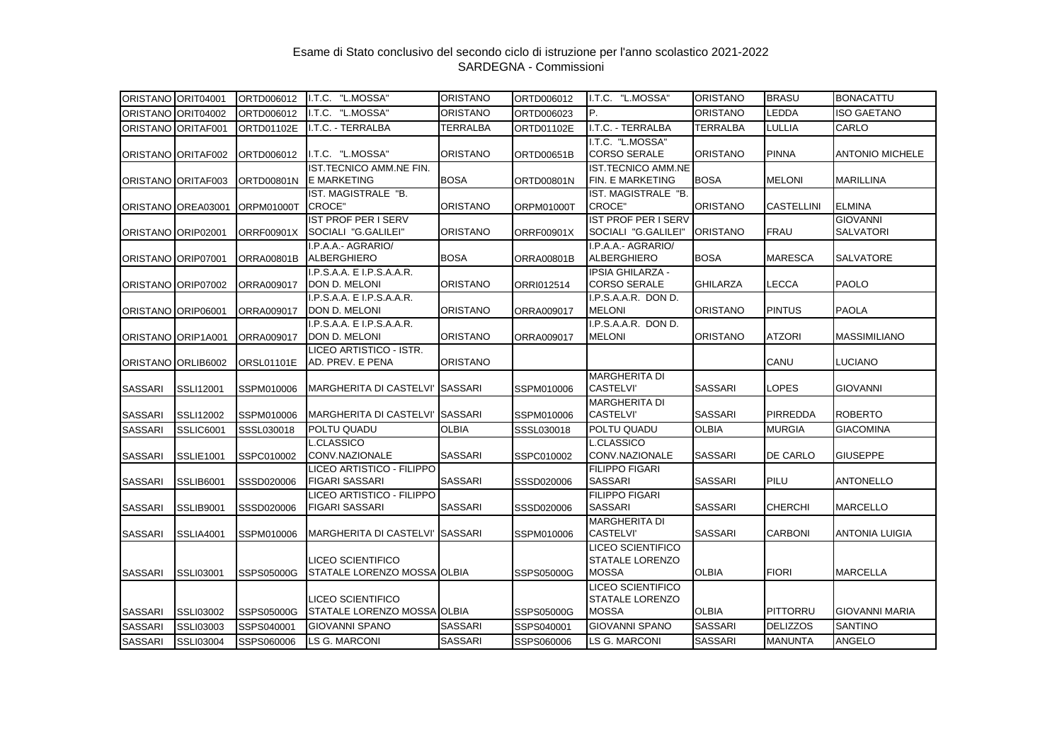Esame di Stato conclusivo del secondo ciclo di istruzione per l'anno scolastico 2021-2022
SARDEGNA - Commissioni

| | | | | | | | | | |
|---|---|---|---|---|---|---|---|---|---|
| ORISTANO | ORIT04001 | ORTD006012 | I.T.C. "L.MOSSA" | ORISTANO | ORTD006012 | I.T.C. "L.MOSSA" | ORISTANO | BRASU | BONACATTU |
| ORISTANO | ORIT04002 | ORTD006012 | I.T.C. "L.MOSSA" | ORISTANO | ORTD006023 | P. | ORISTANO | LEDDA | ISO GAETANO |
| ORISTANO | ORITAF001 | ORTD01102E | I.T.C. - TERRALBA | TERRALBA | ORTD01102E | I.T.C. - TERRALBA | TERRALBA | LULLIA | CARLO |
| ORISTANO | ORITAF002 | ORTD006012 | I.T.C. "L.MOSSA" | ORISTANO | ORTD00651B | I.T.C. "L.MOSSA" CORSO SERALE | ORISTANO | PINNA | ANTONIO MICHELE |
| ORISTANO | ORITAF003 | ORTD00801N | IST.TECNICO AMM.NE FIN. E MARKETING | BOSA | ORTD00801N | IST.TECNICO AMM.NE FIN. E MARKETING | BOSA | MELONI | MARILLINA |
| ORISTANO | OREA03001 | ORPM01000T | IST. MAGISTRALE "B. CROCE" | ORISTANO | ORPM01000T | IST. MAGISTRALE "B. CROCE" | ORISTANO | CASTELLINI | ELMINA |
| ORISTANO | ORIP02001 | ORRF00901X | IST PROF PER I SERV SOCIALI "G.GALILEI" | ORISTANO | ORRF00901X | IST PROF PER I SERV SOCIALI "G.GALILEI" | ORISTANO | FRAU | GIOVANNI SALVATORI |
| ORISTANO | ORIP07001 | ORRA00801B | I.P.A.A.- AGRARIO/ ALBERGHIERO | BOSA | ORRA00801B | I.P.A.A.- AGRARIO/ ALBERGHIERO | BOSA | MARESCA | SALVATORE |
| ORISTANO | ORIP07002 | ORRA009017 | I.P.S.A.A. E I.P.S.A.A.R. DON D. MELONI | ORISTANO | ORRI012514 | IPSIA GHILARZA - CORSO SERALE | GHILARZA | LECCA | PAOLO |
| ORISTANO | ORIP06001 | ORRA009017 | I.P.S.A.A. E I.P.S.A.A.R. DON D. MELONI | ORISTANO | ORRA009017 | I.P.S.A.A.R. DON D. MELONI | ORISTANO | PINTUS | PAOLA |
| ORISTANO | ORIP1A001 | ORRA009017 | I.P.S.A.A. E I.P.S.A.A.R. DON D. MELONI | ORISTANO | ORRA009017 | I.P.S.A.A.R. DON D. MELONI | ORISTANO | ATZORI | MASSIMILIANO |
| ORISTANO | ORLIB6002 | ORSL01101E | LICEO ARTISTICO - ISTR. AD. PREV. E PENA | ORISTANO | | | | CANU | LUCIANO |
| SASSARI | SSLI12001 | SSPM010006 | MARGHERITA DI CASTELVI' | SASSARI | SSPM010006 | MARGHERITA DI CASTELVI' | SASSARI | LOPES | GIOVANNI |
| SASSARI | SSLI12002 | SSPM010006 | MARGHERITA DI CASTELVI' | SASSARI | SSPM010006 | MARGHERITA DI CASTELVI' | SASSARI | PIRREDDA | ROBERTO |
| SASSARI | SSLIC6001 | SSSL030018 | POLTU QUADU | OLBIA | SSSL030018 | POLTU QUADU | OLBIA | MURGIA | GIACOMINA |
| SASSARI | SSLIE1001 | SSPC010002 | L.CLASSICO CONV.NAZIONALE | SASSARI | SSPC010002 | L.CLASSICO CONV.NAZIONALE | SASSARI | DE CARLO | GIUSEPPE |
| SASSARI | SSLIB6001 | SSSD020006 | LICEO ARTISTICO - FILIPPO FIGARI SASSARI | SASSARI | SSSD020006 | FILIPPO FIGARI SASSARI | SASSARI | PILU | ANTONELLO |
| SASSARI | SSLIB9001 | SSSD020006 | LICEO ARTISTICO - FILIPPO FIGARI SASSARI | SASSARI | SSSD020006 | FILIPPO FIGARI SASSARI | SASSARI | CHERCHI | MARCELLO |
| SASSARI | SSLIA4001 | SSPM010006 | MARGHERITA DI CASTELVI' | SASSARI | SSPM010006 | MARGHERITA DI CASTELVI' | SASSARI | CARBONI | ANTONIA LUIGIA |
| SASSARI | SSLI03001 | SSPS05000G | LICEO SCIENTIFICO STATALE LORENZO MOSSA | OLBIA | SSPS05000G | LICEO SCIENTIFICO STATALE LORENZO MOSSA | OLBIA | FIORI | MARCELLA |
| SASSARI | SSLI03002 | SSPS05000G | LICEO SCIENTIFICO STATALE LORENZO MOSSA | OLBIA | SSPS05000G | LICEO SCIENTIFICO STATALE LORENZO MOSSA | OLBIA | PITTORRU | GIOVANNI MARIA |
| SASSARI | SSLI03003 | SSPS040001 | GIOVANNI SPANO | SASSARI | SSPS040001 | GIOVANNI SPANO | SASSARI | DELIZZOS | SANTINO |
| SASSARI | SSLI03004 | SSPS060006 | LS G. MARCONI | SASSARI | SSPS060006 | LS G. MARCONI | SASSARI | MANUNTA | ANGELO |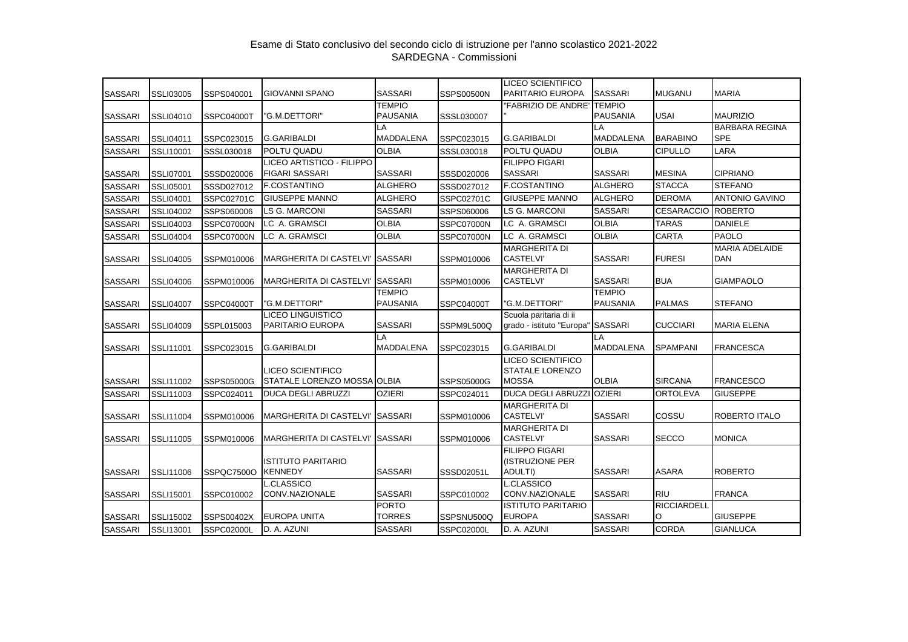Esame di Stato conclusivo del secondo ciclo di istruzione per l'anno scolastico 2021-2022
SARDEGNA - Commissioni

| | | | | | | | | | |
|---|---|---|---|---|---|---|---|---|---|
| SASSARI | SSLI03005 | SSPS040001 | GIOVANNI SPANO | SASSARI | SSPS00500N | LICEO SCIENTIFICO PARITARIO EUROPA | SASSARI | MUGANU | MARIA |
| SASSARI | SSLI04010 | SSPC04000T | "G.M.DETTORI" | TEMPIO PAUSANIA | SSSL030007 | "FABRIZIO DE ANDRE'" | TEMPIO PAUSANIA | USAI | MAURIZIO |
| SASSARI | SSLI04011 | SSPC023015 | G.GARIBALDI | LA MADDALENA | SSPC023015 | G.GARIBALDI | LA MADDALENA | BARABINO | BARBARA REGINA SPE |
| SASSARI | SSLI10001 | SSSL030018 | POLTU QUADU | OLBIA | SSSL030018 | POLTU QUADU | OLBIA | CIPULLO | LARA |
| SASSARI | SSLI07001 | SSSD020006 | LICEO ARTISTICO - FILIPPO FIGARI SASSARI | SASSARI | SSSD020006 | FILIPPO FIGARI SASSARI | SASSARI | MESINA | CIPRIANO |
| SASSARI | SSLI05001 | SSSD027012 | F.COSTANTINO | ALGHERO | SSSD027012 | F.COSTANTINO | ALGHERO | STACCA | STEFANO |
| SASSARI | SSLI04001 | SSPC02701C | GIUSEPPE MANNO | ALGHERO | SSPC02701C | GIUSEPPE MANNO | ALGHERO | DEROMA | ANTONIO GAVINO |
| SASSARI | SSLI04002 | SSPS060006 | LS G. MARCONI | SASSARI | SSPS060006 | LS G. MARCONI | SASSARI | CESARACCIO | ROBERTO |
| SASSARI | SSLI04003 | SSPC07000N | LC A. GRAMSCI | OLBIA | SSPC07000N | LC A. GRAMSCI | OLBIA | TARAS | DANIELE |
| SASSARI | SSLI04004 | SSPC07000N | LC A. GRAMSCI | OLBIA | SSPC07000N | LC A. GRAMSCI | OLBIA | CARTA | PAOLO |
| SASSARI | SSLI04005 | SSPM010006 | MARGHERITA DI CASTELVI' | SASSARI | SSPM010006 | MARGHERITA DI CASTELVI' | SASSARI | FURESI | MARIA ADELAIDE DAN |
| SASSARI | SSLI04006 | SSPM010006 | MARGHERITA DI CASTELVI' | SASSARI | SSPM010006 | MARGHERITA DI CASTELVI' | SASSARI | BUA | GIAMPAOLO |
| SASSARI | SSLI04007 | SSPC04000T | "G.M.DETTORI" | TEMPIO PAUSANIA | SSPC04000T | "G.M.DETTORI" | TEMPIO PAUSANIA | PALMAS | STEFANO |
| SASSARI | SSLI04009 | SSPL015003 | LICEO LINGUISTICO PARITARIO EUROPA | SASSARI | SSPM9L500Q | Scuola paritaria di ii grado - istituto "Europa" | SASSARI | CUCCIARI | MARIA ELENA |
| SASSARI | SSLI11001 | SSPC023015 | G.GARIBALDI | LA MADDALENA | SSPC023015 | G.GARIBALDI | LA MADDALENA | SPAMPANI | FRANCESCA |
| SASSARI | SSLI11002 | SSPS05000G | LICEO SCIENTIFICO STATALE LORENZO MOSSA | OLBIA | SSPS05000G | LICEO SCIENTIFICO STATALE LORENZO MOSSA | OLBIA | SIRCANA | FRANCESCO |
| SASSARI | SSLI11003 | SSPC024011 | DUCA DEGLI ABRUZZI | OZIERI | SSPC024011 | DUCA DEGLI ABRUZZI | OZIERI | ORTOLEVA | GIUSEPPE |
| SASSARI | SSLI11004 | SSPM010006 | MARGHERITA DI CASTELVI' | SASSARI | SSPM010006 | MARGHERITA DI CASTELVI' | SASSARI | COSSU | ROBERTO ITALO |
| SASSARI | SSLI11005 | SSPM010006 | MARGHERITA DI CASTELVI' | SASSARI | SSPM010006 | MARGHERITA DI CASTELVI' | SASSARI | SECCO | MONICA |
| SASSARI | SSLI11006 | SSPQC7500O | ISTITUTO PARITARIO KENNEDY | SASSARI | SSSD02051L | FILIPPO FIGARI (ISTRUZIONE PER ADULTI) | SASSARI | ASARA | ROBERTO |
| SASSARI | SSLI15001 | SSPC010002 | L.CLASSICO CONV.NAZIONALE | SASSARI | SSPC010002 | L.CLASSICO CONV.NAZIONALE | SASSARI | RIU | FRANCA |
| SASSARI | SSLI15002 | SSPS00402X | EUROPA UNITA | PORTO TORRES | SSPSNU500Q | ISTITUTO PARITARIO EUROPA | SASSARI | RICCIARDELLO | GIUSEPPE |
| SASSARI | SSLI13001 | SSPC02000L | D. A. AZUNI | SASSARI | SSPC02000L | D. A. AZUNI | SASSARI | CORDA | GIANLUCA |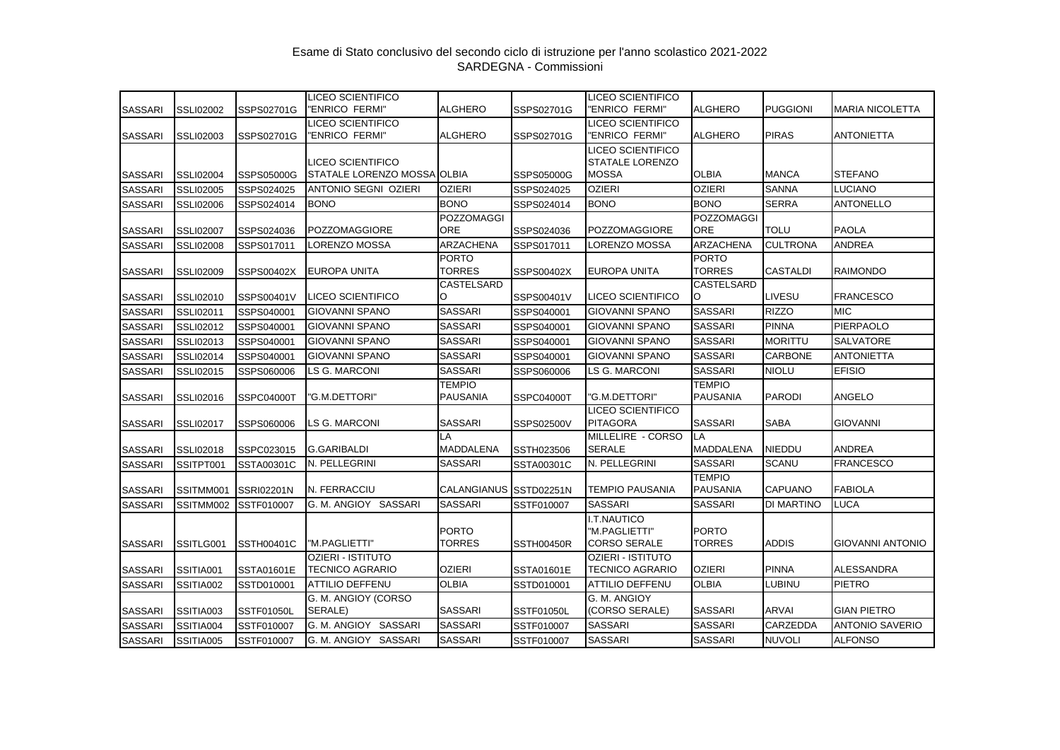Esame di Stato conclusivo del secondo ciclo di istruzione per l'anno scolastico 2021-2022
SARDEGNA - Commissioni

| | | | | | | | | | |
|---|---|---|---|---|---|---|---|---|---|
| SASSARI | SSLI02002 | SSPS02701G | LICEO SCIENTIFICO "ENRICO FERMI" | ALGHERO | SSPS02701G | LICEO SCIENTIFICO "ENRICO FERMI" | ALGHERO | PUGGIONI | MARIA NICOLETTA |
| SASSARI | SSLI02003 | SSPS02701G | LICEO SCIENTIFICO "ENRICO FERMI" | ALGHERO | SSPS02701G | LICEO SCIENTIFICO "ENRICO FERMI" | ALGHERO | PIRAS | ANTONIETTA |
| SASSARI | SSLI02004 | SSPS05000G | LICEO SCIENTIFICO STATALE LORENZO MOSSA | OLBIA | SSPS05000G | LICEO SCIENTIFICO STATALE LORENZO MOSSA | OLBIA | MANCA | STEFANO |
| SASSARI | SSLI02005 | SSPS024025 | ANTONIO SEGNI OZIERI | OZIERI | SSPS024025 | OZIERI | OZIERI | SANNA | LUCIANO |
| SASSARI | SSLI02006 | SSPS024014 | BONO | BONO | SSPS024014 | BONO | BONO | SERRA | ANTONELLO |
| SASSARI | SSLI02007 | SSPS024036 | POZZOMAGGIORE | POZZOMAGGIORE | SSPS024036 | POZZOMAGGIORE | POZZOMAGGIORE | TOLU | PAOLA |
| SASSARI | SSLI02008 | SSPS017011 | LORENZO MOSSA | ARZACHENA | SSPS017011 | LORENZO MOSSA | ARZACHENA | CULTRONA | ANDREA |
| SASSARI | SSLI02009 | SSPS00402X | EUROPA UNITA | PORTO TORRES | SSPS00402X | EUROPA UNITA | PORTO TORRES | CASTALDI | RAIMONDO |
| SASSARI | SSLI02010 | SSPS00401V | LICEO SCIENTIFICO | CASTELSARDO | SSPS00401V | LICEO SCIENTIFICO | CASTELSARDO | LIVESU | FRANCESCO |
| SASSARI | SSLI02011 | SSPS040001 | GIOVANNI SPANO | SASSARI | SSPS040001 | GIOVANNI SPANO | SASSARI | RIZZO | MIC |
| SASSARI | SSLI02012 | SSPS040001 | GIOVANNI SPANO | SASSARI | SSPS040001 | GIOVANNI SPANO | SASSARI | PINNA | PIERPAOLO |
| SASSARI | SSLI02013 | SSPS040001 | GIOVANNI SPANO | SASSARI | SSPS040001 | GIOVANNI SPANO | SASSARI | MORITTU | SALVATORE |
| SASSARI | SSLI02014 | SSPS040001 | GIOVANNI SPANO | SASSARI | SSPS040001 | GIOVANNI SPANO | SASSARI | CARBONE | ANTONIETTA |
| SASSARI | SSLI02015 | SSPS060006 | LS G. MARCONI | SASSARI | SSPS060006 | LS G. MARCONI | SASSARI | NIOLU | EFISIO |
| SASSARI | SSLI02016 | SSPC04000T | "G.M.DETTORI" | TEMPIO PAUSANIA | SSPC04000T | "G.M.DETTORI" | TEMPIO PAUSANIA | PARODI | ANGELO |
| SASSARI | SSLI02017 | SSPS060006 | LS G. MARCONI | SASSARI | SSPS02500V | LICEO SCIENTIFICO PITAGORA | SASSARI | SABA | GIOVANNI |
| SASSARI | SSLI02018 | SSPC023015 | G.GARIBALDI | LA MADDALENA | SSTH023506 | MILLELIRE - CORSO SERALE | LA MADDALENA | NIEDDU | ANDREA |
| SASSARI | SSITPT001 | SSTA00301C | N. PELLEGRINI | SASSARI | SSTA00301C | N. PELLEGRINI | SASSARI | SCANU | FRANCESCO |
| SASSARI | SSITMM001 | SSRI02201N | N. FERRACCIU | CALANGIANUS | SSTD02251N | TEMPIO PAUSANIA | TEMPIO PAUSANIA | CAPUANO | FABIOLA |
| SASSARI | SSITMM002 | SSTF010007 | G. M. ANGIOY SASSARI | SASSARI | SSTF010007 | SASSARI | SASSARI | DI MARTINO | LUCA |
| SASSARI | SSITLG001 | SSTH00401C | "M.PAGLIETTI" | PORTO TORRES | SSTH00450R | I.T.NAUTICO "M.PAGLIETTI" CORSO SERALE | PORTO TORRES | ADDIS | GIOVANNI ANTONIO |
| SASSARI | SSITIA001 | SSTA01601E | OZIERI - ISTITUTO TECNICO AGRARIO | OZIERI | SSTA01601E | OZIERI - ISTITUTO TECNICO AGRARIO | OZIERI | PINNA | ALESSANDRA |
| SASSARI | SSITIA002 | SSTD010001 | ATTILIO DEFFENU | OLBIA | SSTD010001 | ATTILIO DEFFENU | OLBIA | LUBINU | PIETRO |
| SASSARI | SSITIA003 | SSTF01050L | G. M. ANGIOY (CORSO SERALE) | SASSARI | SSTF01050L | G. M. ANGIOY (CORSO SERALE) | SASSARI | ARVAI | GIAN PIETRO |
| SASSARI | SSITIA004 | SSTF010007 | G. M. ANGIOY SASSARI | SASSARI | SSTF010007 | SASSARI | SASSARI | CARZEDDA | ANTONIO SAVERIO |
| SASSARI | SSITIA005 | SSTF010007 | G. M. ANGIOY SASSARI | SASSARI | SSTF010007 | SASSARI | SASSARI | NUVOLI | ALFONSO |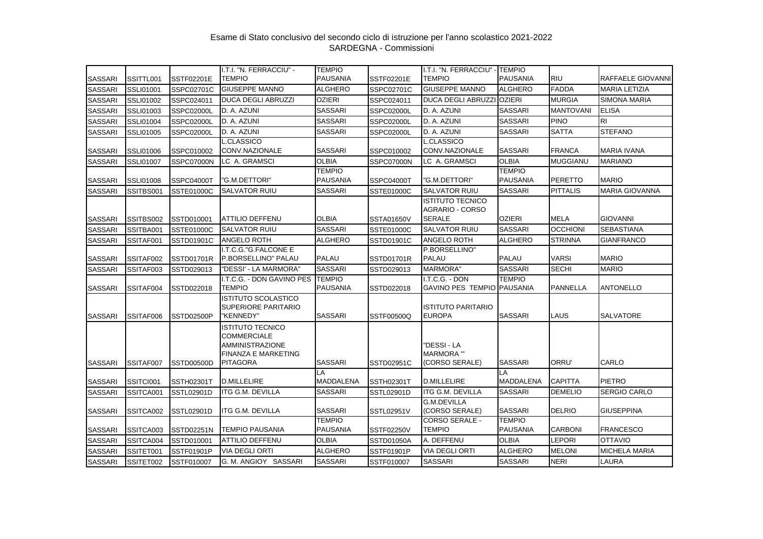Esame di Stato conclusivo del secondo ciclo di istruzione per l'anno scolastico 2021-2022
SARDEGNA - Commissioni

| | | | | | | | | | |
|---|---|---|---|---|---|---|---|---|---|
| SASSARI | SSITTL001 | SSTF02201E | I.T.I. "N. FERRACCIU" - TEMPIO | TEMPIO PAUSANIA | SSTF02201E | I.T.I. "N. FERRACCIU" - TEMPIO | TEMPIO PAUSANIA | RIU | RAFFAELE GIOVANNI |
| SASSARI | SSLI01001 | SSPC02701C | GIUSEPPE MANNO | ALGHERO | SSPC02701C | GIUSEPPE MANNO | ALGHERO | FADDA | MARIA LETIZIA |
| SASSARI | SSLI01002 | SSPC024011 | DUCA DEGLI ABRUZZI | OZIERI | SSPC024011 | DUCA DEGLI ABRUZZI | OZIERI | MURGIA | SIMONA MARIA |
| SASSARI | SSLI01003 | SSPC02000L | D. A. AZUNI | SASSARI | SSPC02000L | D. A. AZUNI | SASSARI | MANTOVANI | ELISA |
| SASSARI | SSLI01004 | SSPC02000L | D. A. AZUNI | SASSARI | SSPC02000L | D. A. AZUNI | SASSARI | PINO | RI |
| SASSARI | SSLI01005 | SSPC02000L | D. A. AZUNI | SASSARI | SSPC02000L | D. A. AZUNI | SASSARI | SATTA | STEFANO |
| SASSARI | SSLI01006 | SSPC010002 | L.CLASSICO CONV.NAZIONALE | SASSARI | SSPC010002 | L.CLASSICO CONV.NAZIONALE | SASSARI | FRANCA | MARIA IVANA |
| SASSARI | SSLI01007 | SSPC07000N | LC A. GRAMSCI | OLBIA | SSPC07000N | LC A. GRAMSCI | OLBIA | MUGGIANU | MARIANO |
| SASSARI | SSLI01008 | SSPC04000T | "G.M.DETTORI" | TEMPIO PAUSANIA | SSPC04000T | "G.M.DETTORI" | TEMPIO PAUSANIA | PERETTO | MARIO |
| SASSARI | SSITBS001 | SSTE01000C | SALVATOR RUIU | SASSARI | SSTE01000C | SALVATOR RUIU | SASSARI | PITTALIS | MARIA GIOVANNA |
| SASSARI | SSITBS002 | SSTD010001 | ATTILIO DEFFENU | OLBIA | SSTA01650V | ISTITUTO TECNICO AGRARIO - CORSO SERALE | OZIERI | MELA | GIOVANNI |
| SASSARI | SSITBA001 | SSTE01000C | SALVATOR RUIU | SASSARI | SSTE01000C | SALVATOR RUIU | SASSARI | OCCHIONI | SEBASTIANA |
| SASSARI | SSITAF001 | SSTD01901C | ANGELO ROTH | ALGHERO | SSTD01901C | ANGELO ROTH | ALGHERO | STRINNA | GIANFRANCO |
| SASSARI | SSITAF002 | SSTD01701R | I.T.C.G."G.FALCONE E P.BORSELLINO" PALAU | PALAU | SSTD01701R | P.BORSELLINO" PALAU | PALAU | VARSI | MARIO |
| SASSARI | SSITAF003 | SSTD029013 | "DESSI' - LA MARMORA" | SASSARI | SSTD029013 | MARMORA" | SASSARI | SECHI | MARIO |
| SASSARI | SSITAF004 | SSTD022018 | I.T.C.G. - DON GAVINO PES TEMPIO | TEMPIO PAUSANIA | SSTD022018 | I.T.C.G. - DON GAVINO PES TEMPIO | PAUSANIA | PANNELLA | ANTONELLO |
| SASSARI | SSITAF006 | SSTD02500P | ISTITUTO SCOLASTICO SUPERIORE PARITARIO "KENNEDY" | SASSARI | SSTF00500Q | ISTITUTO PARITARIO EUROPA | SASSARI | LAUS | SALVATORE |
| SASSARI | SSITAF007 | SSTD00500D | ISTITUTO TECNICO COMMERCIALE AMMINISTRAZIONE FINANZA E MARKETING PITAGORA | SASSARI | SSTD02951C | "DESSI - LA MARMORA '" (CORSO SERALE) | SASSARI | ORRU' | CARLO |
| SASSARI | SSITCI001 | SSTH02301T | D.MILLELIRE | LA MADDALENA | SSTH02301T | D.MILLELIRE | LA MADDALENA | CAPITTA | PIETRO |
| SASSARI | SSITCA001 | SSTL02901D | ITG G.M. DEVILLA | SASSARI | SSTL02901D | ITG G.M. DEVILLA | SASSARI | DEMELIO | SERGIO CARLO |
| SASSARI | SSITCA002 | SSTL02901D | ITG G.M. DEVILLA | SASSARI | SSTL02951V | G.M.DEVILLA (CORSO SERALE) | SASSARI | DELRIO | GIUSEPPINA |
| SASSARI | SSITCA003 | SSTD02251N | TEMPIO PAUSANIA | TEMPIO PAUSANIA | SSTF02250V | CORSO SERALE - TEMPIO | TEMPIO PAUSANIA | CARBONI | FRANCESCO |
| SASSARI | SSITCA004 | SSTD010001 | ATTILIO DEFFENU | OLBIA | SSTD01050A | A. DEFFENU | OLBIA | LEPORI | OTTAVIO |
| SASSARI | SSITET001 | SSTF01901P | VIA DEGLI ORTI | ALGHERO | SSTF01901P | VIA DEGLI ORTI | ALGHERO | MELONI | MICHELA MARIA |
| SASSARI | SSITET002 | SSTF010007 | G. M. ANGIOY SASSARI | SASSARI | SSTF010007 | SASSARI | SASSARI | NERI | LAURA |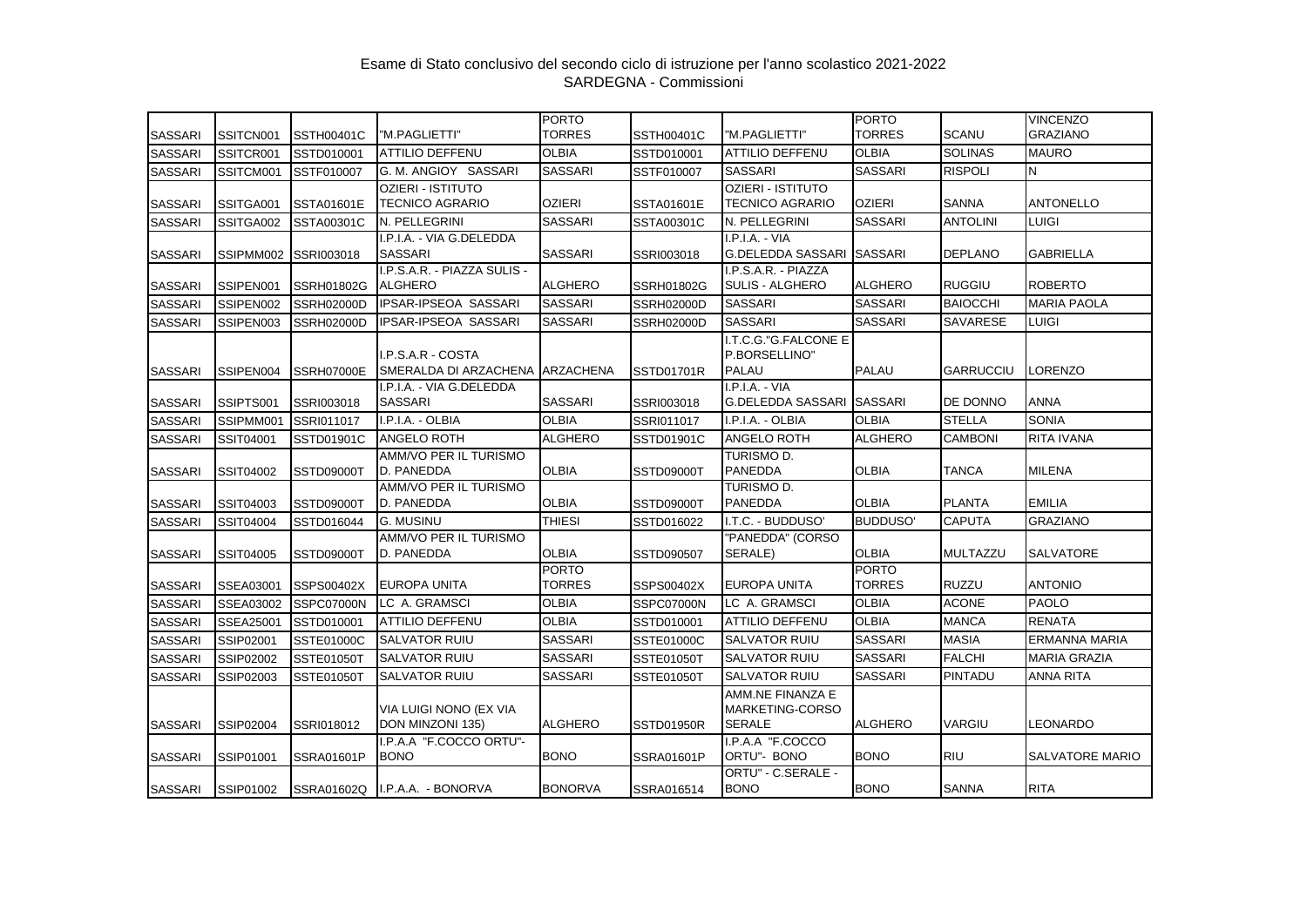Esame di Stato conclusivo del secondo ciclo di istruzione per l'anno scolastico 2021-2022
SARDEGNA - Commissioni

| | | | | | | | | | |
|---|---|---|---|---|---|---|---|---|---|
| SASSARI | SSITCN001 | SSTH00401C | "M.PAGLIETTI" | PORTO TORRES | SSTH00401C | "M.PAGLIETTI" | PORTO TORRES | SCANU | VINCENZO GRAZIANO |
| SASSARI | SSITCR001 | SSTD010001 | ATTILIO DEFFENU | OLBIA | SSTD010001 | ATTILIO DEFFENU | OLBIA | SOLINAS | MAURO |
| SASSARI | SSITCM001 | SSTF010007 | G. M. ANGIOY SASSARI | SASSARI | SSTF010007 | SASSARI | SASSARI | RISPOLI | N |
| SASSARI | SSITGA001 | SSTA01601E | OZIERI - ISTITUTO TECNICO AGRARIO | OZIERI | SSTA01601E | OZIERI - ISTITUTO TECNICO AGRARIO | OZIERI | SANNA | ANTONELLO |
| SASSARI | SSITGA002 | SSTA00301C | N. PELLEGRINI | SASSARI | SSTA00301C | N. PELLEGRINI | SASSARI | ANTOLINI | LUIGI |
| SASSARI | SSIPMM002 | SSRI003018 | I.P.I.A. - VIA G.DELEDDA SASSARI | SASSARI | SSRI003018 | I.P.I.A. - VIA G.DELEDDA SASSARI | SASSARI | DEPLANO | GABRIELLA |
| SASSARI | SSIPEN001 | SSRH01802G | I.P.S.A.R. - PIAZZA SULIS - ALGHERO | ALGHERO | SSRH01802G | I.P.S.A.R. - PIAZZA SULIS - ALGHERO | ALGHERO | RUGGIU | ROBERTO |
| SASSARI | SSIPEN002 | SSRH02000D | IPSAR-IPSEOA SASSARI | SASSARI | SSRH02000D | SASSARI | SASSARI | BAIOCCHI | MARIA PAOLA |
| SASSARI | SSIPEN003 | SSRH02000D | IPSAR-IPSEOA SASSARI | SASSARI | SSRH02000D | SASSARI | SASSARI | SAVARESE | LUIGI |
| SASSARI | SSIPEN004 | SSRH07000E | I.P.S.A.R - COSTA SMERALDA DI ARZACHENA | ARZACHENA | SSTD01701R | I.T.C.G."G.FALCONE E P.BORSELLINO" PALAU | PALAU | GARRUCCIU | LORENZO |
| SASSARI | SSIPTS001 | SSRI003018 | I.P.I.A. - VIA G.DELEDDA SASSARI | SASSARI | SSRI003018 | I.P.I.A. - VIA G.DELEDDA SASSARI | SASSARI | DE DONNO | ANNA |
| SASSARI | SSIPMM001 | SSRI011017 | I.P.I.A. - OLBIA | OLBIA | SSRI011017 | I.P.I.A. - OLBIA | OLBIA | STELLA | SONIA |
| SASSARI | SSIT04001 | SSTD01901C | ANGELO ROTH | ALGHERO | SSTD01901C | ANGELO ROTH | ALGHERO | CAMBONI | RITA IVANA |
| SASSARI | SSIT04002 | SSTD09000T | AMM/VO PER IL TURISMO D. PANEDDA | OLBIA | SSTD09000T | TURISMO D. PANEDDA | OLBIA | TANCA | MILENA |
| SASSARI | SSIT04003 | SSTD09000T | AMM/VO PER IL TURISMO D. PANEDDA | OLBIA | SSTD09000T | TURISMO D. PANEDDA | OLBIA | PLANTA | EMILIA |
| SASSARI | SSIT04004 | SSTD016044 | G. MUSINU | THIESI | SSTD016022 | I.T.C. - BUDDUSO' | BUDDUSO' | CAPUTA | GRAZIANO |
| SASSARI | SSIT04005 | SSTD09000T | AMM/VO PER IL TURISMO D. PANEDDA | OLBIA | SSTD090507 | "PANEDDA" (CORSO SERALE) | OLBIA | MULTAZZU | SALVATORE |
| SASSARI | SSEA03001 | SSPS00402X | EUROPA UNITA | PORTO TORRES | SSPS00402X | EUROPA UNITA | PORTO TORRES | RUZZU | ANTONIO |
| SASSARI | SSEA03002 | SSPC07000N | LC A. GRAMSCI | OLBIA | SSPC07000N | LC A. GRAMSCI | OLBIA | ACONE | PAOLO |
| SASSARI | SSEA25001 | SSTD010001 | ATTILIO DEFFENU | OLBIA | SSTD010001 | ATTILIO DEFFENU | OLBIA | MANCA | RENATA |
| SASSARI | SSIP02001 | SSTE01000C | SALVATOR RUIU | SASSARI | SSTE01000C | SALVATOR RUIU | SASSARI | MASIA | ERMANNA MARIA |
| SASSARI | SSIP02002 | SSTE01050T | SALVATOR RUIU | SASSARI | SSTE01050T | SALVATOR RUIU | SASSARI | FALCHI | MARIA GRAZIA |
| SASSARI | SSIP02003 | SSTE01050T | SALVATOR RUIU | SASSARI | SSTE01050T | SALVATOR RUIU | SASSARI | PINTADU | ANNA RITA |
| SASSARI | SSIP02004 | SSRI018012 | VIA LUIGI NONO (EX VIA DON MINZONI 135) | ALGHERO | SSTD01950R | AMM.NE FINANZA E MARKETING-CORSO SERALE | ALGHERO | VARGIU | LEONARDO |
| SASSARI | SSIP01001 | SSRA01601P | I.P.A.A "F.COCCO ORTU"- BONO | BONO | SSRA01601P | I.P.A.A "F.COCCO ORTU"- BONO | BONO | RIU | SALVATORE MARIO |
| SASSARI | SSIP01002 | SSRA01602Q | I.P.A.A. - BONORVA | BONORVA | SSRA016514 | ORTU" - C.SERALE - BONO | BONO | SANNA | RITA |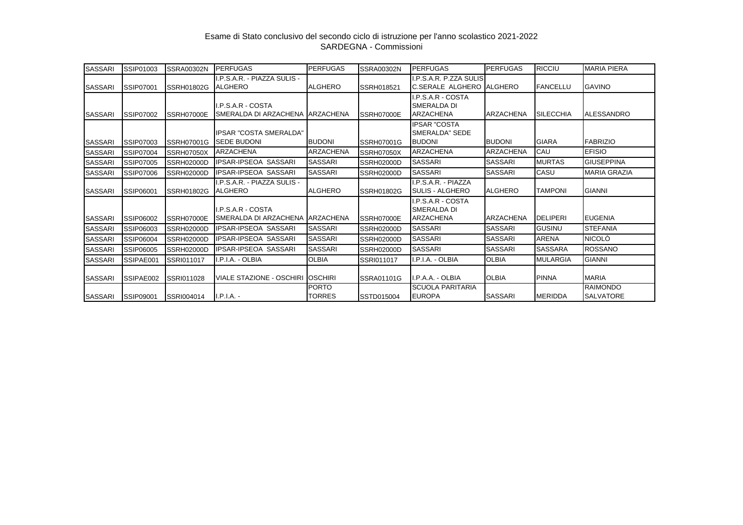Esame di Stato conclusivo del secondo ciclo di istruzione per l'anno scolastico 2021-2022
SARDEGNA - Commissioni

| | | | | | | | | | |
|---|---|---|---|---|---|---|---|---|---|
| SASSARI | SSIP01003 | SSRA00302N | PERFUGAS | PERFUGAS | SSRA00302N | PERFUGAS | PERFUGAS | RICCIU | MARIA PIERA |
| SASSARI | SSIP07001 | SSRH01802G | I.P.S.A.R. - PIAZZA SULIS - ALGHERO | ALGHERO | SSRH018521 | I.P.S.A.R. P.ZZA SULIS C.SERALE ALGHERO | ALGHERO | FANCELLU | GAVINO |
| SASSARI | SSIP07002 | SSRH07000E | I.P.S.A.R - COSTA SMERALDA DI ARZACHENA | ARZACHENA | SSRH07000E | I.P.S.A.R - COSTA SMERALDA DI ARZACHENA | ARZACHENA | SILECCHIA | ALESSANDRO |
| SASSARI | SSIP07003 | SSRH07001G | IPSAR "COSTA SMERALDA" SEDE BUDONI | BUDONI | SSRH07001G | IPSAR "COSTA SMERALDA" SEDE BUDONI | BUDONI | GIARA | FABRIZIO |
| SASSARI | SSIP07004 | SSRH07050X | ARZACHENA | ARZACHENA | SSRH07050X | ARZACHENA | ARZACHENA | CAU | EFISIO |
| SASSARI | SSIP07005 | SSRH02000D | IPSAR-IPSEOA SASSARI | SASSARI | SSRH02000D | SASSARI | SASSARI | MURTAS | GIUSEPPINA |
| SASSARI | SSIP07006 | SSRH02000D | IPSAR-IPSEOA SASSARI | SASSARI | SSRH02000D | SASSARI | SASSARI | CASU | MARIA GRAZIA |
| SASSARI | SSIP06001 | SSRH01802G | I.P.S.A.R. - PIAZZA SULIS - ALGHERO | ALGHERO | SSRH01802G | I.P.S.A.R. - PIAZZA SULIS - ALGHERO | ALGHERO | TAMPONI | GIANNI |
| SASSARI | SSIP06002 | SSRH07000E | I.P.S.A.R - COSTA SMERALDA DI ARZACHENA | ARZACHENA | SSRH07000E | I.P.S.A.R - COSTA SMERALDA DI ARZACHENA | ARZACHENA | DELIPERI | EUGENIA |
| SASSARI | SSIP06003 | SSRH02000D | IPSAR-IPSEOA SASSARI | SASSARI | SSRH02000D | SASSARI | SASSARI | GUSINU | STEFANIA |
| SASSARI | SSIP06004 | SSRH02000D | IPSAR-IPSEOA SASSARI | SASSARI | SSRH02000D | SASSARI | SASSARI | ARENA | NICOLÒ |
| SASSARI | SSIP06005 | SSRH02000D | IPSAR-IPSEOA SASSARI | SASSARI | SSRH02000D | SASSARI | SASSARI | SASSARA | ROSSANO |
| SASSARI | SSIPAE001 | SSRI011017 | I.P.I.A. - OLBIA | OLBIA | SSRI011017 | I.P.I.A. - OLBIA | OLBIA | MULARGIA | GIANNI |
| SASSARI | SSIPAE002 | SSRI011028 | VIALE STAZIONE - OSCHIRI | OSCHIRI | SSRA01101G | I.P.A.A. - OLBIA | OLBIA | PINNA | MARIA |
| SASSARI | SSIP09001 | SSRI004014 | I.P.I.A. - | PORTO TORRES | SSTD015004 | SCUOLA PARITARIA EUROPA | SASSARI | MERIDDA | RAIMONDO SALVATORE |